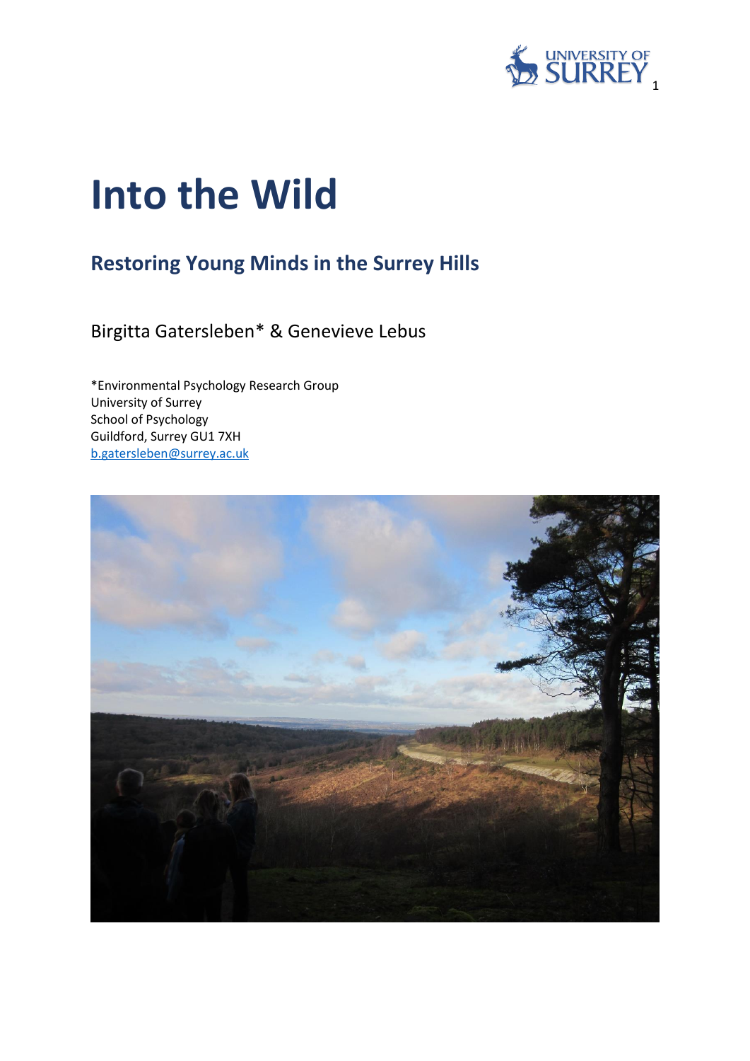# Into the Wild

## Restoring Young Minds in the Surrey Hills

Birgitta Gatersleben* & Genevieve Lebus

*Environmental Psychology Research Group
University of Surrey
School of Psychology
Guildford, Surrey GU1 7XH
b.gatersleben@surrey.ac.uk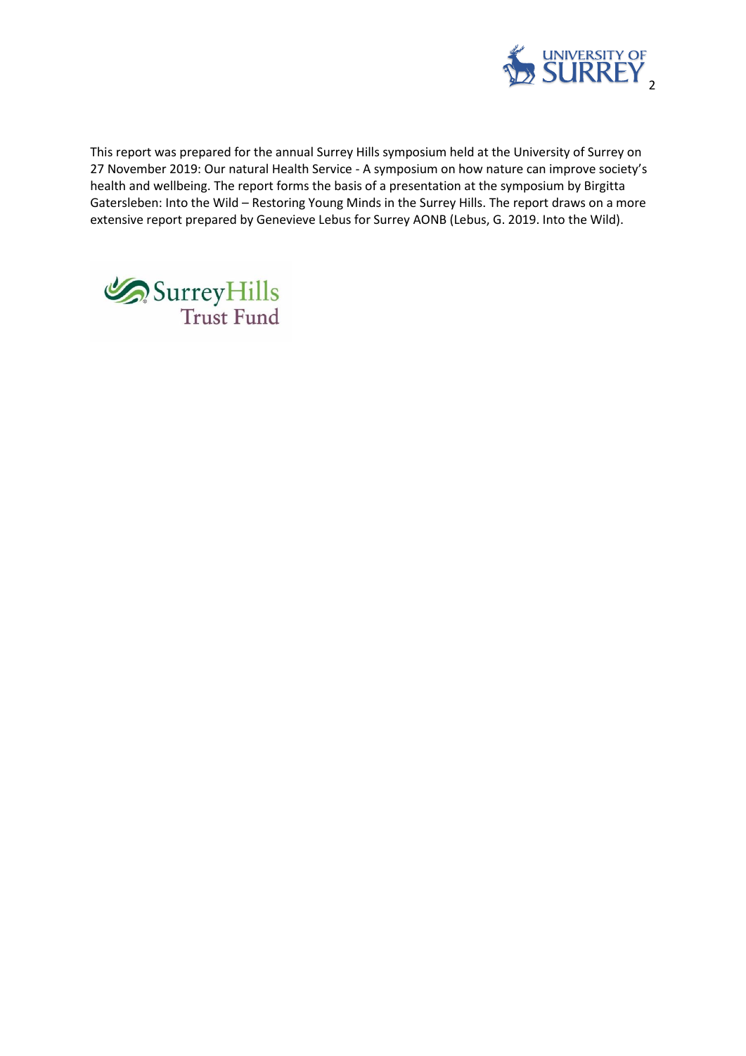This report was prepared for the annual Surrey Hills symposium held at the University of Surrey on 27 November 2019: Our natural Health Service - A symposium on how nature can improve society's health and wellbeing. The report forms the basis of a presentation at the symposium by Birgitta Gatersleben: Into the Wild – Restoring Young Minds in the Surrey Hills. The report draws on a more extensive report prepared by Genevieve Lebus for Surrey AONB (Lebus, G. 2019. Into the Wild).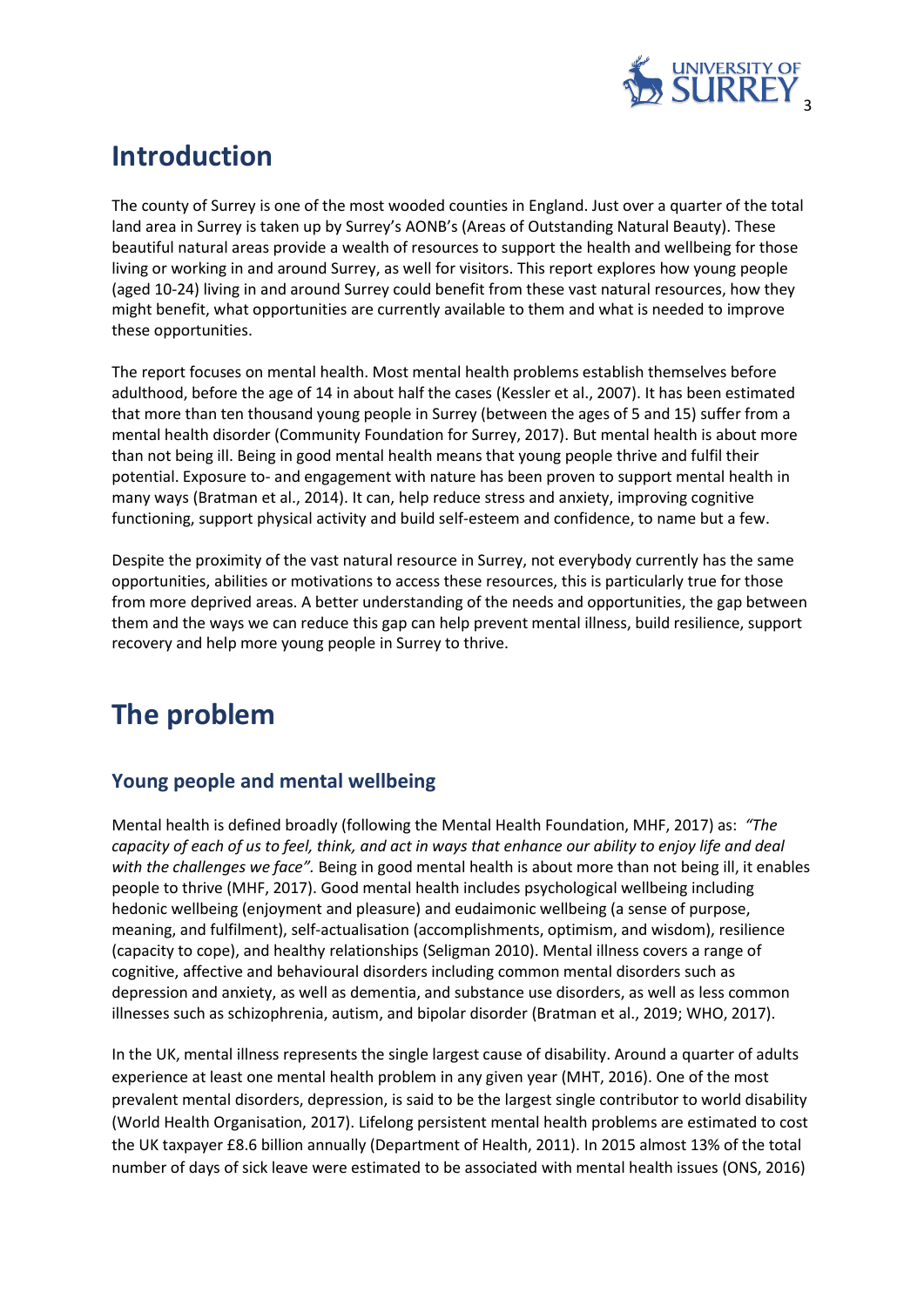# Introduction

The county of Surrey is one of the most wooded counties in England. Just over a quarter of the total land area in Surrey is taken up by Surrey's AONB's (Areas of Outstanding Natural Beauty). These beautiful natural areas provide a wealth of resources to support the health and wellbeing for those living or working in and around Surrey, as well for visitors. This report explores how young people (aged 10-24) living in and around Surrey could benefit from these vast natural resources, how they might benefit, what opportunities are currently available to them and what is needed to improve these opportunities.

The report focuses on mental health. Most mental health problems establish themselves before adulthood, before the age of 14 in about half the cases (Kessler et al., 2007). It has been estimated that more than ten thousand young people in Surrey (between the ages of 5 and 15) suffer from a mental health disorder (Community Foundation for Surrey, 2017). But mental health is about more than not being ill. Being in good mental health means that young people thrive and fulfil their potential. Exposure to- and engagement with nature has been proven to support mental health in many ways (Bratman et al., 2014). It can, help reduce stress and anxiety, improving cognitive functioning, support physical activity and build self-esteem and confidence, to name but a few.

Despite the proximity of the vast natural resource in Surrey, not everybody currently has the same opportunities, abilities or motivations to access these resources, this is particularly true for those from more deprived areas. A better understanding of the needs and opportunities, the gap between them and the ways we can reduce this gap can help prevent mental illness, build resilience, support recovery and help more young people in Surrey to thrive.

# The problem

## Young people and mental wellbeing

Mental health is defined broadly (following the Mental Health Foundation, MHF, 2017) as: *"The capacity of each of us to feel, think, and act in ways that enhance our ability to enjoy life and deal with the challenges we face".* Being in good mental health is about more than not being ill, it enables people to thrive (MHF, 2017). Good mental health includes psychological wellbeing including hedonic wellbeing (enjoyment and pleasure) and eudaimonic wellbeing (a sense of purpose, meaning, and fulfilment), self-actualisation (accomplishments, optimism, and wisdom), resilience (capacity to cope), and healthy relationships (Seligman 2010). Mental illness covers a range of cognitive, affective and behavioural disorders including common mental disorders such as depression and anxiety, as well as dementia, and substance use disorders, as well as less common illnesses such as schizophrenia, autism, and bipolar disorder (Bratman et al., 2019; WHO, 2017).

In the UK, mental illness represents the single largest cause of disability. Around a quarter of adults experience at least one mental health problem in any given year (MHT, 2016). One of the most prevalent mental disorders, depression, is said to be the largest single contributor to world disability (World Health Organisation, 2017). Lifelong persistent mental health problems are estimated to cost the UK taxpayer £8.6 billion annually (Department of Health, 2011). In 2015 almost 13% of the total number of days of sick leave were estimated to be associated with mental health issues (ONS, 2016)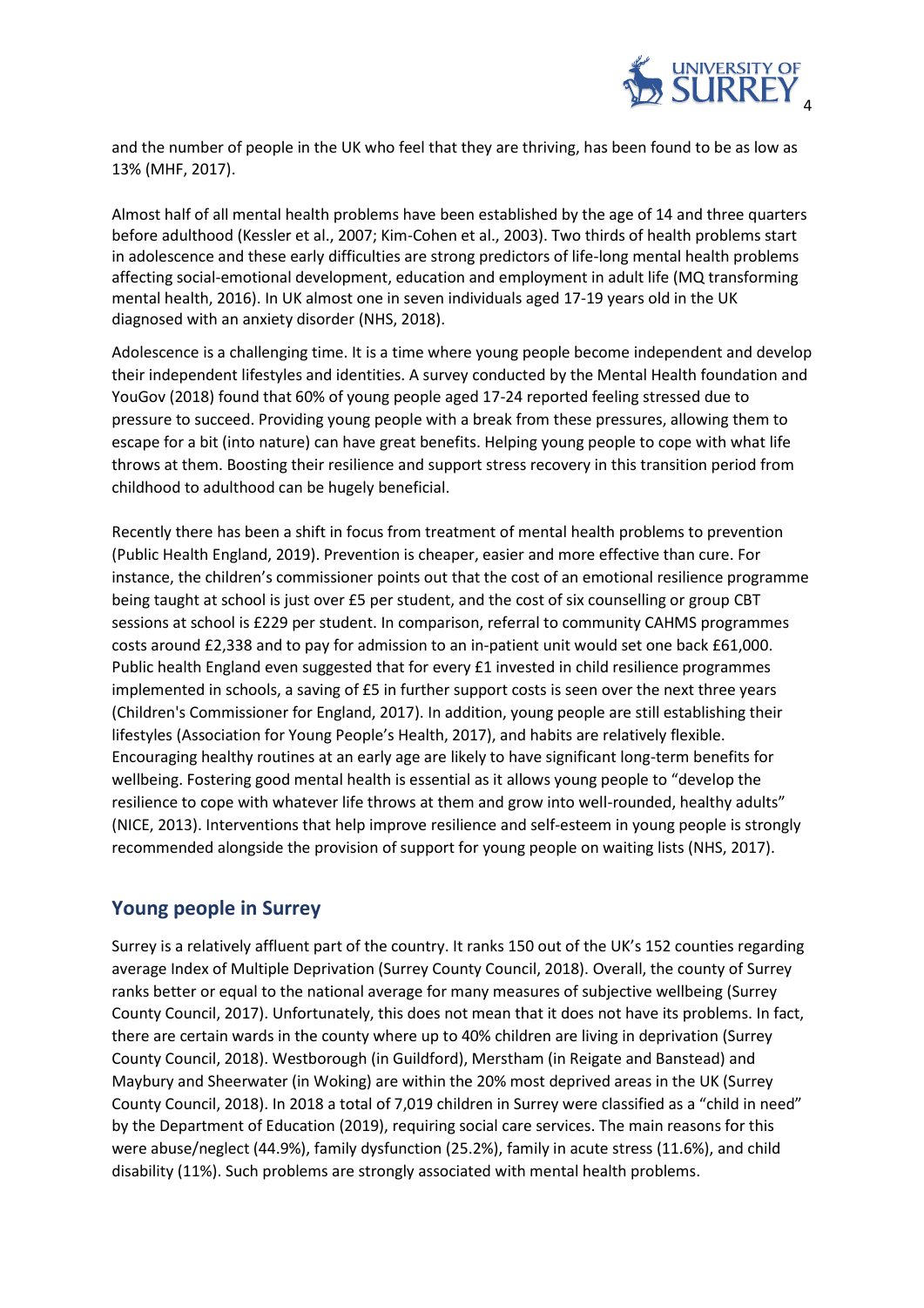and the number of people in the UK who feel that they are thriving, has been found to be as low as 13% (MHF, 2017).

Almost half of all mental health problems have been established by the age of 14 and three quarters before adulthood (Kessler et al., 2007; Kim-Cohen et al., 2003). Two thirds of health problems start in adolescence and these early difficulties are strong predictors of life-long mental health problems affecting social-emotional development, education and employment in adult life (MQ transforming mental health, 2016). In UK almost one in seven individuals aged 17-19 years old in the UK diagnosed with an anxiety disorder (NHS, 2018).

Adolescence is a challenging time. It is a time where young people become independent and develop their independent lifestyles and identities. A survey conducted by the Mental Health foundation and YouGov (2018) found that 60% of young people aged 17-24 reported feeling stressed due to pressure to succeed. Providing young people with a break from these pressures, allowing them to escape for a bit (into nature) can have great benefits. Helping young people to cope with what life throws at them. Boosting their resilience and support stress recovery in this transition period from childhood to adulthood can be hugely beneficial.

Recently there has been a shift in focus from treatment of mental health problems to prevention (Public Health England, 2019). Prevention is cheaper, easier and more effective than cure. For instance, the children's commissioner points out that the cost of an emotional resilience programme being taught at school is just over £5 per student, and the cost of six counselling or group CBT sessions at school is £229 per student. In comparison, referral to community CAHMS programmes costs around £2,338 and to pay for admission to an in-patient unit would set one back £61,000. Public health England even suggested that for every £1 invested in child resilience programmes implemented in schools, a saving of £5 in further support costs is seen over the next three years (Children's Commissioner for England, 2017). In addition, young people are still establishing their lifestyles (Association for Young People's Health, 2017), and habits are relatively flexible. Encouraging healthy routines at an early age are likely to have significant long-term benefits for wellbeing. Fostering good mental health is essential as it allows young people to "develop the resilience to cope with whatever life throws at them and grow into well-rounded, healthy adults" (NICE, 2013). Interventions that help improve resilience and self-esteem in young people is strongly recommended alongside the provision of support for young people on waiting lists (NHS, 2017).

## Young people in Surrey

Surrey is a relatively affluent part of the country. It ranks 150 out of the UK's 152 counties regarding average Index of Multiple Deprivation (Surrey County Council, 2018). Overall, the county of Surrey ranks better or equal to the national average for many measures of subjective wellbeing (Surrey County Council, 2017). Unfortunately, this does not mean that it does not have its problems. In fact, there are certain wards in the county where up to 40% children are living in deprivation (Surrey County Council, 2018). Westborough (in Guildford), Merstham (in Reigate and Banstead) and Maybury and Sheerwater (in Woking) are within the 20% most deprived areas in the UK (Surrey County Council, 2018). In 2018 a total of 7,019 children in Surrey were classified as a "child in need" by the Department of Education (2019), requiring social care services. The main reasons for this were abuse/neglect (44.9%), family dysfunction (25.2%), family in acute stress (11.6%), and child disability (11%). Such problems are strongly associated with mental health problems.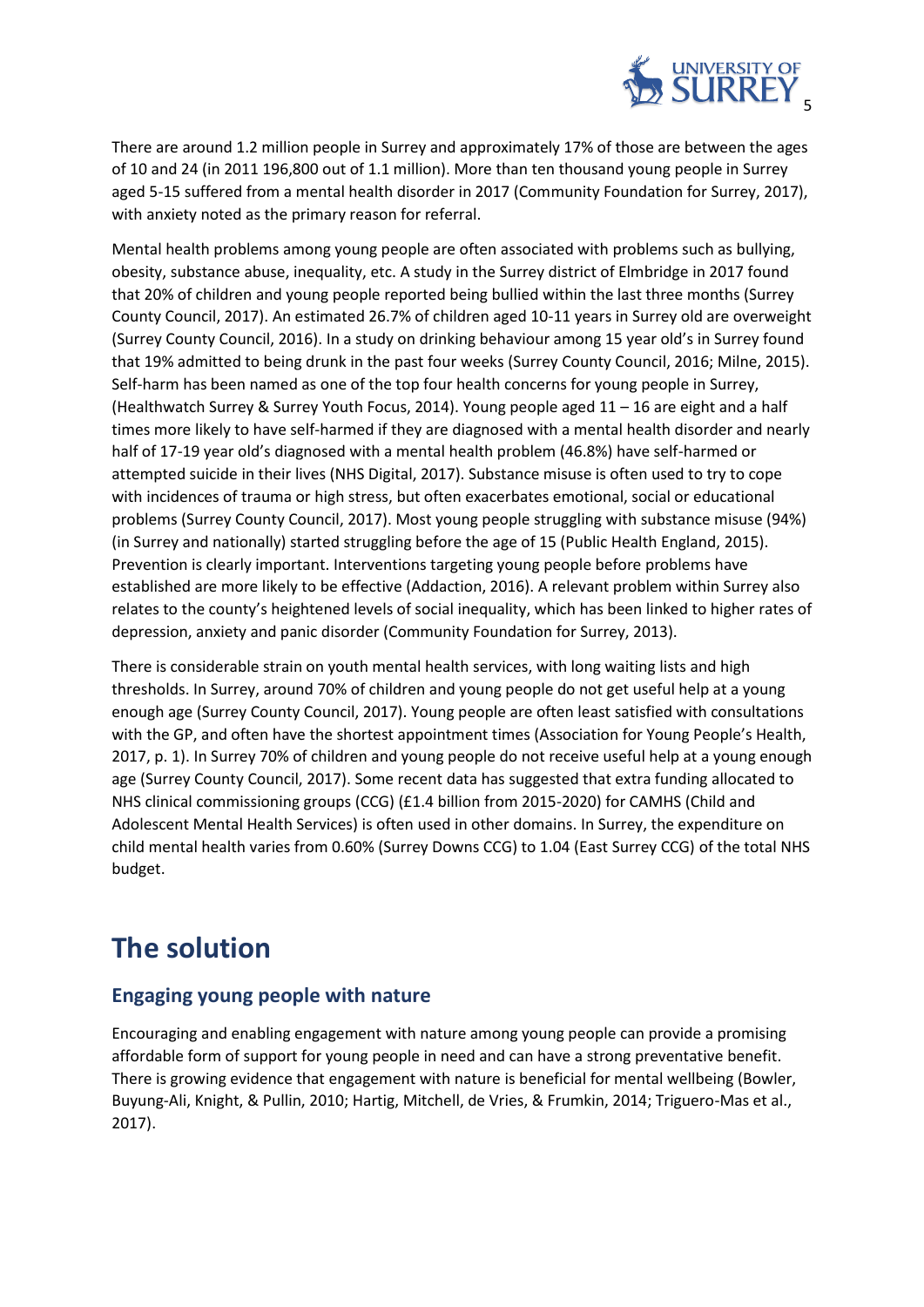There are around 1.2 million people in Surrey and approximately 17% of those are between the ages of 10 and 24 (in 2011 196,800 out of 1.1 million). More than ten thousand young people in Surrey aged 5-15 suffered from a mental health disorder in 2017 (Community Foundation for Surrey, 2017), with anxiety noted as the primary reason for referral.

Mental health problems among young people are often associated with problems such as bullying, obesity, substance abuse, inequality, etc. A study in the Surrey district of Elmbridge in 2017 found that 20% of children and young people reported being bullied within the last three months (Surrey County Council, 2017). An estimated 26.7% of children aged 10-11 years in Surrey old are overweight (Surrey County Council, 2016). In a study on drinking behaviour among 15 year old's in Surrey found that 19% admitted to being drunk in the past four weeks (Surrey County Council, 2016; Milne, 2015). Self-harm has been named as one of the top four health concerns for young people in Surrey, (Healthwatch Surrey & Surrey Youth Focus, 2014). Young people aged 11 – 16 are eight and a half times more likely to have self-harmed if they are diagnosed with a mental health disorder and nearly half of 17-19 year old's diagnosed with a mental health problem (46.8%) have self-harmed or attempted suicide in their lives (NHS Digital, 2017). Substance misuse is often used to try to cope with incidences of trauma or high stress, but often exacerbates emotional, social or educational problems (Surrey County Council, 2017). Most young people struggling with substance misuse (94%) (in Surrey and nationally) started struggling before the age of 15 (Public Health England, 2015). Prevention is clearly important. Interventions targeting young people before problems have established are more likely to be effective (Addaction, 2016). A relevant problem within Surrey also relates to the county's heightened levels of social inequality, which has been linked to higher rates of depression, anxiety and panic disorder (Community Foundation for Surrey, 2013).

There is considerable strain on youth mental health services, with long waiting lists and high thresholds. In Surrey, around 70% of children and young people do not get useful help at a young enough age (Surrey County Council, 2017). Young people are often least satisfied with consultations with the GP, and often have the shortest appointment times (Association for Young People's Health, 2017, p. 1). In Surrey 70% of children and young people do not receive useful help at a young enough age (Surrey County Council, 2017). Some recent data has suggested that extra funding allocated to NHS clinical commissioning groups (CCG) (£1.4 billion from 2015-2020) for CAMHS (Child and Adolescent Mental Health Services) is often used in other domains. In Surrey, the expenditure on child mental health varies from 0.60% (Surrey Downs CCG) to 1.04 (East Surrey CCG) of the total NHS budget.

# The solution

## Engaging young people with nature

Encouraging and enabling engagement with nature among young people can provide a promising affordable form of support for young people in need and can have a strong preventative benefit. There is growing evidence that engagement with nature is beneficial for mental wellbeing (Bowler, Buyung-Ali, Knight, & Pullin, 2010; Hartig, Mitchell, de Vries, & Frumkin, 2014; Triguero-Mas et al., 2017).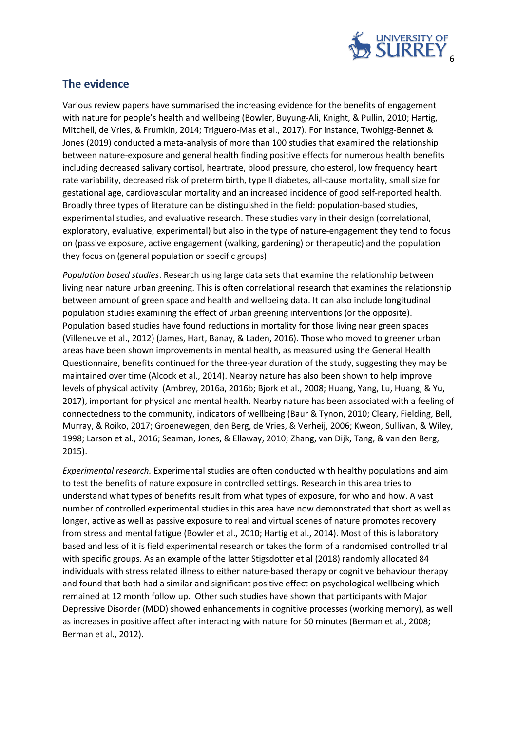## The evidence

Various review papers have summarised the increasing evidence for the benefits of engagement with nature for people's health and wellbeing (Bowler, Buyung-Ali, Knight, & Pullin, 2010; Hartig, Mitchell, de Vries, & Frumkin, 2014; Triguero-Mas et al., 2017). For instance, Twohigg-Bennet & Jones (2019) conducted a meta-analysis of more than 100 studies that examined the relationship between nature-exposure and general health finding positive effects for numerous health benefits including decreased salivary cortisol, heartrate, blood pressure, cholesterol, low frequency heart rate variability, decreased risk of preterm birth, type II diabetes, all-cause mortality, small size for gestational age, cardiovascular mortality and an increased incidence of good self-reported health. Broadly three types of literature can be distinguished in the field: population-based studies, experimental studies, and evaluative research. These studies vary in their design (correlational, exploratory, evaluative, experimental) but also in the type of nature-engagement they tend to focus on (passive exposure, active engagement (walking, gardening) or therapeutic) and the population they focus on (general population or specific groups).

*Population based studies*. Research using large data sets that examine the relationship between living near nature urban greening. This is often correlational research that examines the relationship between amount of green space and health and wellbeing data. It can also include longitudinal population studies examining the effect of urban greening interventions (or the opposite). Population based studies have found reductions in mortality for those living near green spaces (Villeneuve et al., 2012) (James, Hart, Banay, & Laden, 2016). Those who moved to greener urban areas have been shown improvements in mental health, as measured using the General Health Questionnaire, benefits continued for the three-year duration of the study, suggesting they may be maintained over time (Alcock et al., 2014). Nearby nature has also been shown to help improve levels of physical activity (Ambrey, 2016a, 2016b; Bjork et al., 2008; Huang, Yang, Lu, Huang, & Yu, 2017), important for physical and mental health. Nearby nature has been associated with a feeling of connectedness to the community, indicators of wellbeing (Baur & Tynon, 2010; Cleary, Fielding, Bell, Murray, & Roiko, 2017; Groenewegen, den Berg, de Vries, & Verheij, 2006; Kweon, Sullivan, & Wiley, 1998; Larson et al., 2016; Seaman, Jones, & Ellaway, 2010; Zhang, van Dijk, Tang, & van den Berg, 2015).

*Experimental research.* Experimental studies are often conducted with healthy populations and aim to test the benefits of nature exposure in controlled settings. Research in this area tries to understand what types of benefits result from what types of exposure, for who and how. A vast number of controlled experimental studies in this area have now demonstrated that short as well as longer, active as well as passive exposure to real and virtual scenes of nature promotes recovery from stress and mental fatigue (Bowler et al., 2010; Hartig et al., 2014). Most of this is laboratory based and less of it is field experimental research or takes the form of a randomised controlled trial with specific groups. As an example of the latter Stigsdotter et al (2018) randomly allocated 84 individuals with stress related illness to either nature-based therapy or cognitive behaviour therapy and found that both had a similar and significant positive effect on psychological wellbeing which remained at 12 month follow up. Other such studies have shown that participants with Major Depressive Disorder (MDD) showed enhancements in cognitive processes (working memory), as well as increases in positive affect after interacting with nature for 50 minutes (Berman et al., 2008; Berman et al., 2012).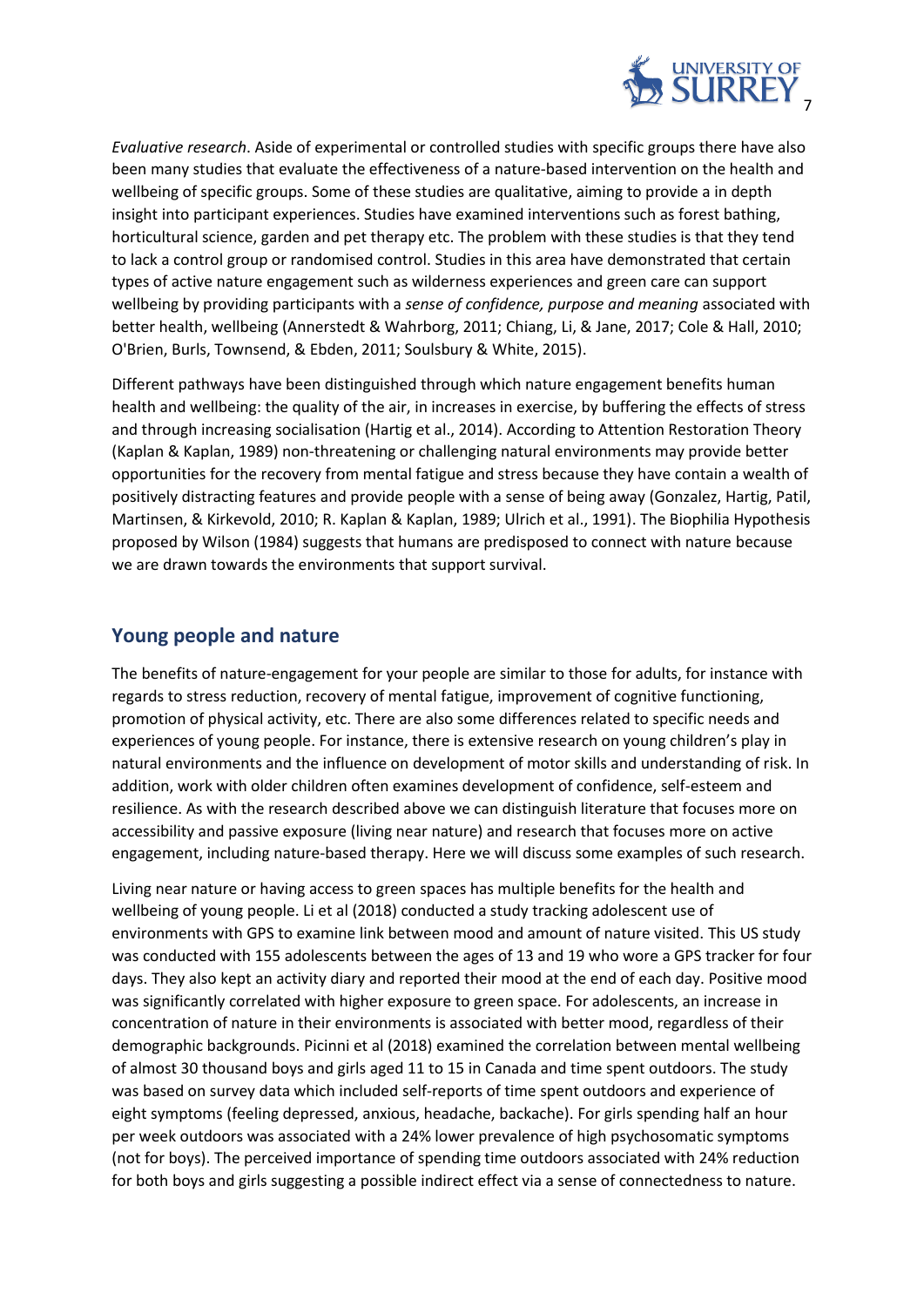*Evaluative research*. Aside of experimental or controlled studies with specific groups there have also been many studies that evaluate the effectiveness of a nature-based intervention on the health and wellbeing of specific groups. Some of these studies are qualitative, aiming to provide a in depth insight into participant experiences. Studies have examined interventions such as forest bathing, horticultural science, garden and pet therapy etc. The problem with these studies is that they tend to lack a control group or randomised control. Studies in this area have demonstrated that certain types of active nature engagement such as wilderness experiences and green care can support wellbeing by providing participants with a *sense of confidence, purpose and meaning* associated with better health, wellbeing (Annerstedt & Wahrborg, 2011; Chiang, Li, & Jane, 2017; Cole & Hall, 2010; O'Brien, Burls, Townsend, & Ebden, 2011; Soulsbury & White, 2015).

Different pathways have been distinguished through which nature engagement benefits human health and wellbeing: the quality of the air, in increases in exercise, by buffering the effects of stress and through increasing socialisation (Hartig et al., 2014). According to Attention Restoration Theory (Kaplan & Kaplan, 1989) non-threatening or challenging natural environments may provide better opportunities for the recovery from mental fatigue and stress because they have contain a wealth of positively distracting features and provide people with a sense of being away (Gonzalez, Hartig, Patil, Martinsen, & Kirkevold, 2010; R. Kaplan & Kaplan, 1989; Ulrich et al., 1991). The Biophilia Hypothesis proposed by Wilson (1984) suggests that humans are predisposed to connect with nature because we are drawn towards the environments that support survival.

## Young people and nature

The benefits of nature-engagement for your people are similar to those for adults, for instance with regards to stress reduction, recovery of mental fatigue, improvement of cognitive functioning, promotion of physical activity, etc. There are also some differences related to specific needs and experiences of young people. For instance, there is extensive research on young children's play in natural environments and the influence on development of motor skills and understanding of risk. In addition, work with older children often examines development of confidence, self-esteem and resilience. As with the research described above we can distinguish literature that focuses more on accessibility and passive exposure (living near nature) and research that focuses more on active engagement, including nature-based therapy. Here we will discuss some examples of such research.

Living near nature or having access to green spaces has multiple benefits for the health and wellbeing of young people. Li et al (2018) conducted a study tracking adolescent use of environments with GPS to examine link between mood and amount of nature visited. This US study was conducted with 155 adolescents between the ages of 13 and 19 who wore a GPS tracker for four days. They also kept an activity diary and reported their mood at the end of each day. Positive mood was significantly correlated with higher exposure to green space. For adolescents, an increase in concentration of nature in their environments is associated with better mood, regardless of their demographic backgrounds. Picinni et al (2018) examined the correlation between mental wellbeing of almost 30 thousand boys and girls aged 11 to 15 in Canada and time spent outdoors. The study was based on survey data which included self-reports of time spent outdoors and experience of eight symptoms (feeling depressed, anxious, headache, backache). For girls spending half an hour per week outdoors was associated with a 24% lower prevalence of high psychosomatic symptoms (not for boys). The perceived importance of spending time outdoors associated with 24% reduction for both boys and girls suggesting a possible indirect effect via a sense of connectedness to nature.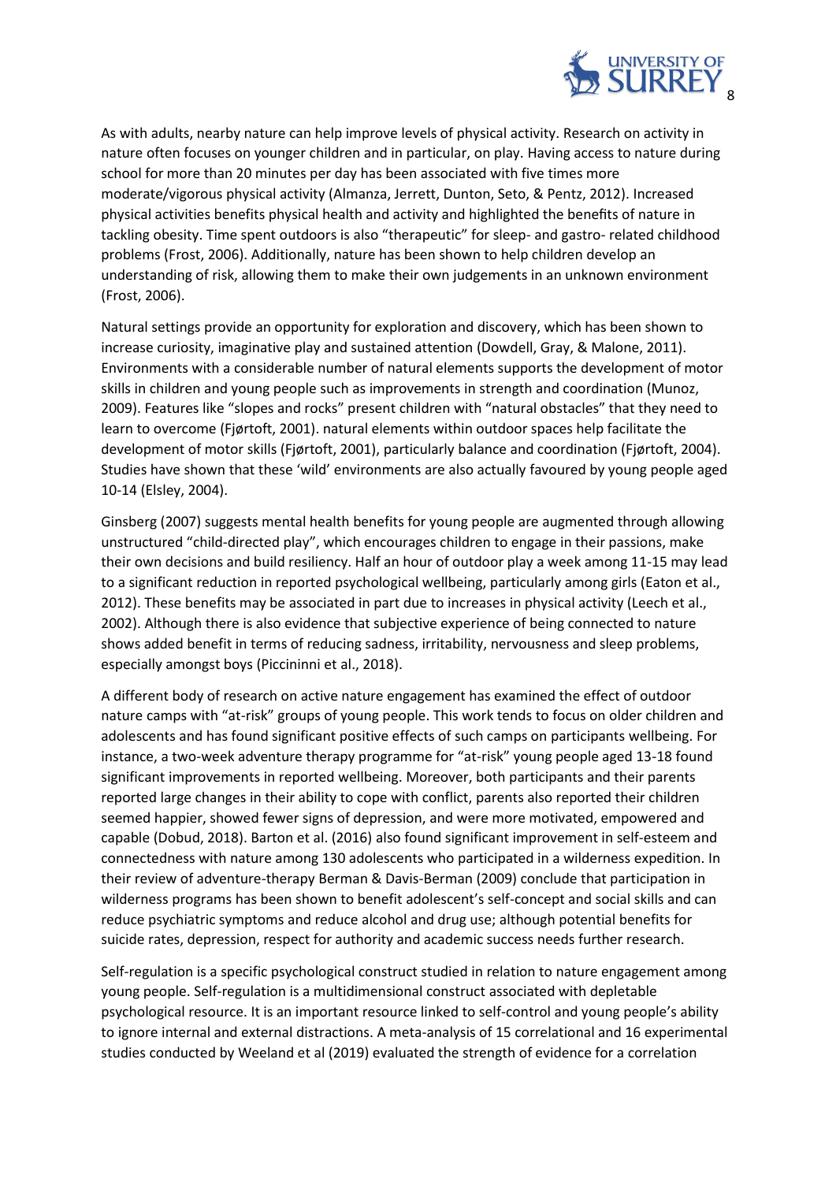As with adults, nearby nature can help improve levels of physical activity. Research on activity in nature often focuses on younger children and in particular, on play. Having access to nature during school for more than 20 minutes per day has been associated with five times more moderate/vigorous physical activity (Almanza, Jerrett, Dunton, Seto, & Pentz, 2012). Increased physical activities benefits physical health and activity and highlighted the benefits of nature in tackling obesity. Time spent outdoors is also "therapeutic" for sleep- and gastro- related childhood problems (Frost, 2006). Additionally, nature has been shown to help children develop an understanding of risk, allowing them to make their own judgements in an unknown environment (Frost, 2006).

Natural settings provide an opportunity for exploration and discovery, which has been shown to increase curiosity, imaginative play and sustained attention (Dowdell, Gray, & Malone, 2011). Environments with a considerable number of natural elements supports the development of motor skills in children and young people such as improvements in strength and coordination (Munoz, 2009). Features like "slopes and rocks" present children with "natural obstacles" that they need to learn to overcome (Fjørtoft, 2001). natural elements within outdoor spaces help facilitate the development of motor skills (Fjørtoft, 2001), particularly balance and coordination (Fjørtoft, 2004). Studies have shown that these 'wild' environments are also actually favoured by young people aged 10-14 (Elsley, 2004).

Ginsberg (2007) suggests mental health benefits for young people are augmented through allowing unstructured "child-directed play", which encourages children to engage in their passions, make their own decisions and build resiliency. Half an hour of outdoor play a week among 11-15 may lead to a significant reduction in reported psychological wellbeing, particularly among girls (Eaton et al., 2012). These benefits may be associated in part due to increases in physical activity (Leech et al., 2002). Although there is also evidence that subjective experience of being connected to nature shows added benefit in terms of reducing sadness, irritability, nervousness and sleep problems, especially amongst boys (Piccininni et al., 2018).

A different body of research on active nature engagement has examined the effect of outdoor nature camps with "at-risk" groups of young people. This work tends to focus on older children and adolescents and has found significant positive effects of such camps on participants wellbeing. For instance, a two-week adventure therapy programme for "at-risk" young people aged 13-18 found significant improvements in reported wellbeing. Moreover, both participants and their parents reported large changes in their ability to cope with conflict, parents also reported their children seemed happier, showed fewer signs of depression, and were more motivated, empowered and capable (Dobud, 2018). Barton et al. (2016) also found significant improvement in self-esteem and connectedness with nature among 130 adolescents who participated in a wilderness expedition. In their review of adventure-therapy Berman & Davis-Berman (2009) conclude that participation in wilderness programs has been shown to benefit adolescent's self-concept and social skills and can reduce psychiatric symptoms and reduce alcohol and drug use; although potential benefits for suicide rates, depression, respect for authority and academic success needs further research.

Self-regulation is a specific psychological construct studied in relation to nature engagement among young people. Self-regulation is a multidimensional construct associated with depletable psychological resource. It is an important resource linked to self-control and young people's ability to ignore internal and external distractions. A meta-analysis of 15 correlational and 16 experimental studies conducted by Weeland et al (2019) evaluated the strength of evidence for a correlation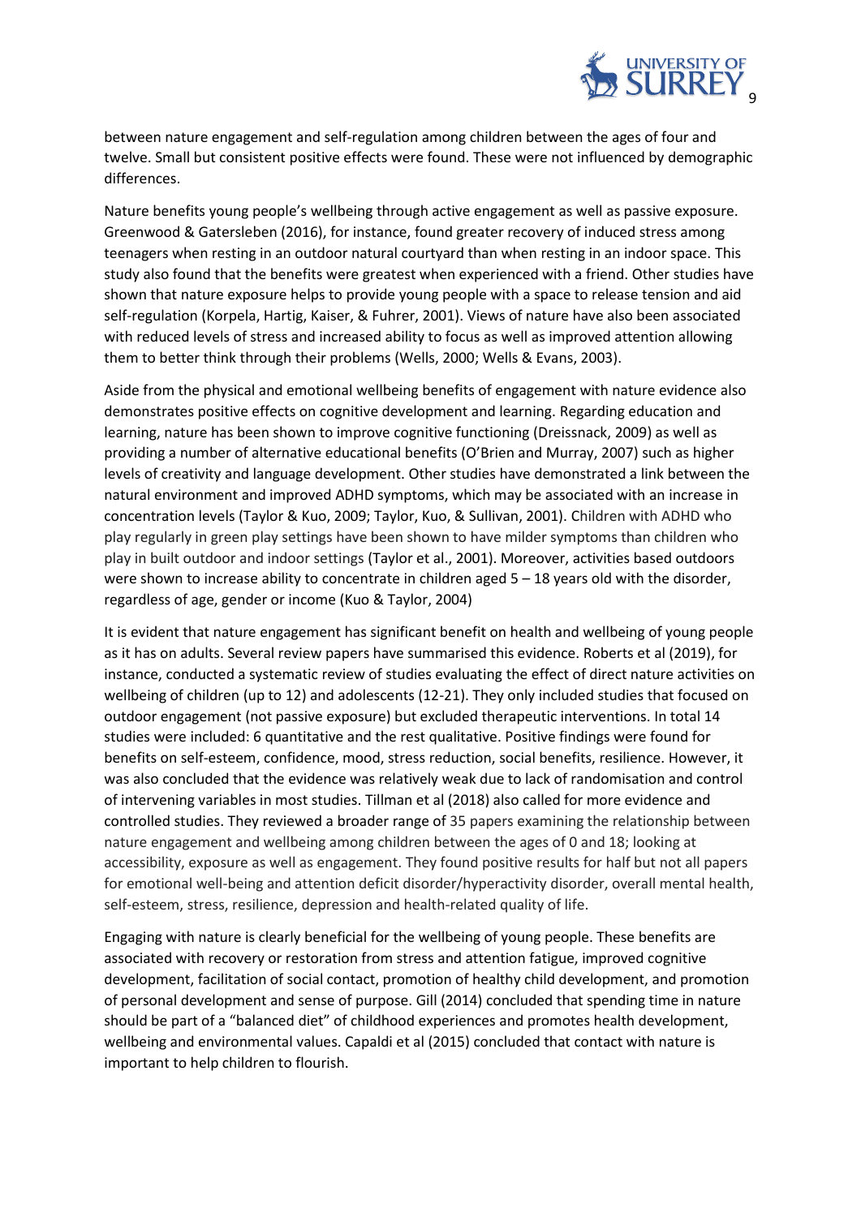between nature engagement and self-regulation among children between the ages of four and twelve. Small but consistent positive effects were found. These were not influenced by demographic differences.

Nature benefits young people's wellbeing through active engagement as well as passive exposure. Greenwood & Gatersleben (2016), for instance, found greater recovery of induced stress among teenagers when resting in an outdoor natural courtyard than when resting in an indoor space. This study also found that the benefits were greatest when experienced with a friend. Other studies have shown that nature exposure helps to provide young people with a space to release tension and aid self-regulation (Korpela, Hartig, Kaiser, & Fuhrer, 2001). Views of nature have also been associated with reduced levels of stress and increased ability to focus as well as improved attention allowing them to better think through their problems (Wells, 2000; Wells & Evans, 2003).

Aside from the physical and emotional wellbeing benefits of engagement with nature evidence also demonstrates positive effects on cognitive development and learning. Regarding education and learning, nature has been shown to improve cognitive functioning (Dreissnack, 2009) as well as providing a number of alternative educational benefits (O'Brien and Murray, 2007) such as higher levels of creativity and language development. Other studies have demonstrated a link between the natural environment and improved ADHD symptoms, which may be associated with an increase in concentration levels (Taylor & Kuo, 2009; Taylor, Kuo, & Sullivan, 2001). Children with ADHD who play regularly in green play settings have been shown to have milder symptoms than children who play in built outdoor and indoor settings (Taylor et al., 2001). Moreover, activities based outdoors were shown to increase ability to concentrate in children aged 5 – 18 years old with the disorder, regardless of age, gender or income (Kuo & Taylor, 2004)

It is evident that nature engagement has significant benefit on health and wellbeing of young people as it has on adults. Several review papers have summarised this evidence. Roberts et al (2019), for instance, conducted a systematic review of studies evaluating the effect of direct nature activities on wellbeing of children (up to 12) and adolescents (12-21). They only included studies that focused on outdoor engagement (not passive exposure) but excluded therapeutic interventions. In total 14 studies were included: 6 quantitative and the rest qualitative. Positive findings were found for benefits on self-esteem, confidence, mood, stress reduction, social benefits, resilience. However, it was also concluded that the evidence was relatively weak due to lack of randomisation and control of intervening variables in most studies. Tillman et al (2018) also called for more evidence and controlled studies. They reviewed a broader range of 35 papers examining the relationship between nature engagement and wellbeing among children between the ages of 0 and 18; looking at accessibility, exposure as well as engagement. They found positive results for half but not all papers for emotional well-being and attention deficit disorder/hyperactivity disorder, overall mental health, self-esteem, stress, resilience, depression and health-related quality of life.

Engaging with nature is clearly beneficial for the wellbeing of young people. These benefits are associated with recovery or restoration from stress and attention fatigue, improved cognitive development, facilitation of social contact, promotion of healthy child development, and promotion of personal development and sense of purpose. Gill (2014) concluded that spending time in nature should be part of a "balanced diet" of childhood experiences and promotes health development, wellbeing and environmental values. Capaldi et al (2015) concluded that contact with nature is important to help children to flourish.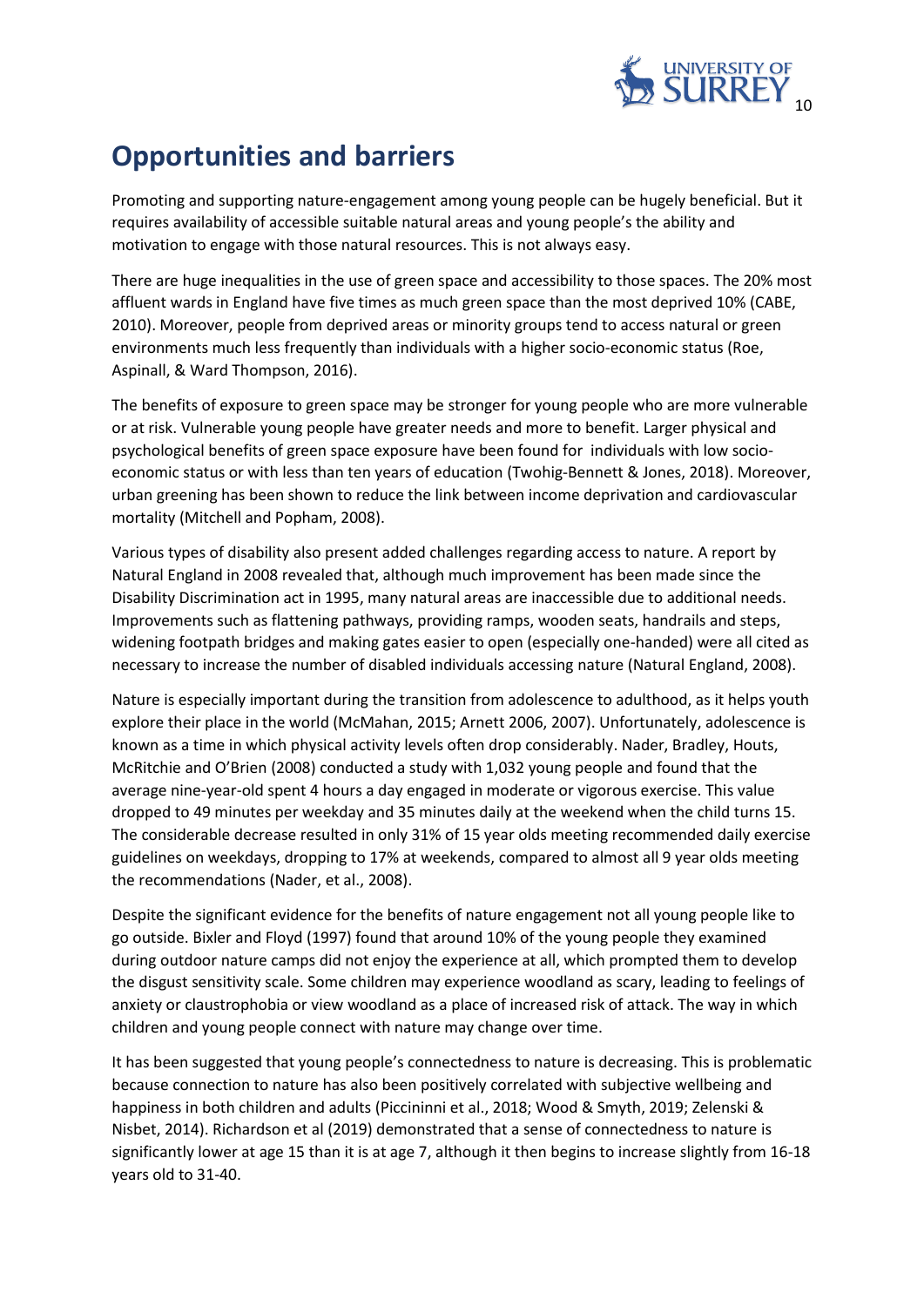# Opportunities and barriers

Promoting and supporting nature-engagement among young people can be hugely beneficial. But it requires availability of accessible suitable natural areas and young people's the ability and motivation to engage with those natural resources. This is not always easy.

There are huge inequalities in the use of green space and accessibility to those spaces. The 20% most affluent wards in England have five times as much green space than the most deprived 10% (CABE, 2010). Moreover, people from deprived areas or minority groups tend to access natural or green environments much less frequently than individuals with a higher socio-economic status (Roe, Aspinall, & Ward Thompson, 2016).

The benefits of exposure to green space may be stronger for young people who are more vulnerable or at risk. Vulnerable young people have greater needs and more to benefit. Larger physical and psychological benefits of green space exposure have been found for individuals with low socio-economic status or with less than ten years of education (Twohig-Bennett & Jones, 2018). Moreover, urban greening has been shown to reduce the link between income deprivation and cardiovascular mortality (Mitchell and Popham, 2008).

Various types of disability also present added challenges regarding access to nature. A report by Natural England in 2008 revealed that, although much improvement has been made since the Disability Discrimination act in 1995, many natural areas are inaccessible due to additional needs. Improvements such as flattening pathways, providing ramps, wooden seats, handrails and steps, widening footpath bridges and making gates easier to open (especially one-handed) were all cited as necessary to increase the number of disabled individuals accessing nature (Natural England, 2008).

Nature is especially important during the transition from adolescence to adulthood, as it helps youth explore their place in the world (McMahan, 2015; Arnett 2006, 2007). Unfortunately, adolescence is known as a time in which physical activity levels often drop considerably. Nader, Bradley, Houts, McRitchie and O'Brien (2008) conducted a study with 1,032 young people and found that the average nine-year-old spent 4 hours a day engaged in moderate or vigorous exercise. This value dropped to 49 minutes per weekday and 35 minutes daily at the weekend when the child turns 15. The considerable decrease resulted in only 31% of 15 year olds meeting recommended daily exercise guidelines on weekdays, dropping to 17% at weekends, compared to almost all 9 year olds meeting the recommendations (Nader, et al., 2008).

Despite the significant evidence for the benefits of nature engagement not all young people like to go outside. Bixler and Floyd (1997) found that around 10% of the young people they examined during outdoor nature camps did not enjoy the experience at all, which prompted them to develop the disgust sensitivity scale. Some children may experience woodland as scary, leading to feelings of anxiety or claustrophobia or view woodland as a place of increased risk of attack. The way in which children and young people connect with nature may change over time.

It has been suggested that young people's connectedness to nature is decreasing. This is problematic because connection to nature has also been positively correlated with subjective wellbeing and happiness in both children and adults (Piccininni et al., 2018; Wood & Smyth, 2019; Zelenski & Nisbet, 2014). Richardson et al (2019) demonstrated that a sense of connectedness to nature is significantly lower at age 15 than it is at age 7, although it then begins to increase slightly from 16-18 years old to 31-40.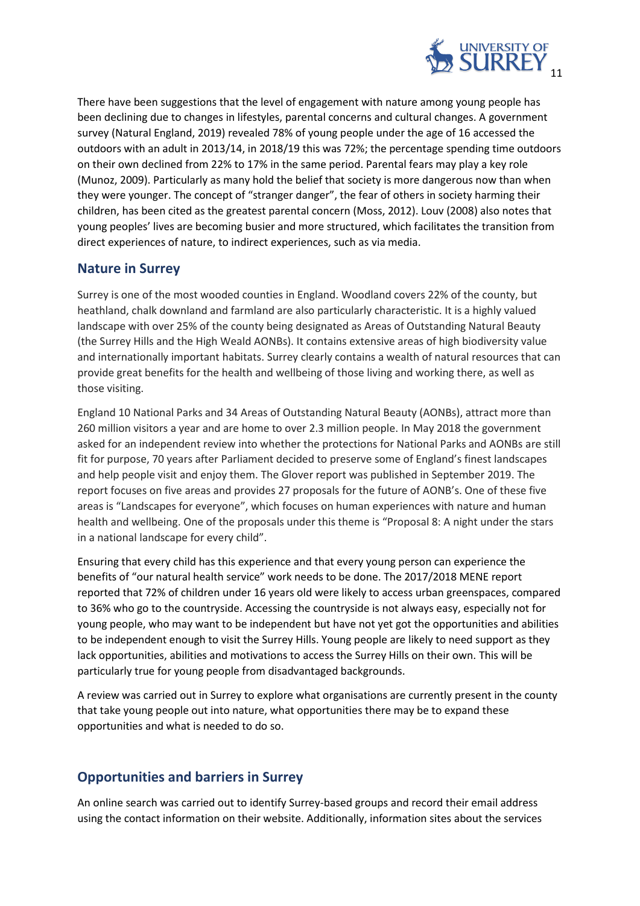There have been suggestions that the level of engagement with nature among young people has been declining due to changes in lifestyles, parental concerns and cultural changes. A government survey (Natural England, 2019) revealed 78% of young people under the age of 16 accessed the outdoors with an adult in 2013/14, in 2018/19 this was 72%; the percentage spending time outdoors on their own declined from 22% to 17% in the same period. Parental fears may play a key role (Munoz, 2009). Particularly as many hold the belief that society is more dangerous now than when they were younger. The concept of "stranger danger", the fear of others in society harming their children, has been cited as the greatest parental concern (Moss, 2012). Louv (2008) also notes that young peoples' lives are becoming busier and more structured, which facilitates the transition from direct experiences of nature, to indirect experiences, such as via media.

## Nature in Surrey

Surrey is one of the most wooded counties in England. Woodland covers 22% of the county, but heathland, chalk downland and farmland are also particularly characteristic. It is a highly valued landscape with over 25% of the county being designated as Areas of Outstanding Natural Beauty (the Surrey Hills and the High Weald AONBs). It contains extensive areas of high biodiversity value and internationally important habitats. Surrey clearly contains a wealth of natural resources that can provide great benefits for the health and wellbeing of those living and working there, as well as those visiting.

England 10 National Parks and 34 Areas of Outstanding Natural Beauty (AONBs), attract more than 260 million visitors a year and are home to over 2.3 million people. In May 2018 the government asked for an independent review into whether the protections for National Parks and AONBs are still fit for purpose, 70 years after Parliament decided to preserve some of England's finest landscapes and help people visit and enjoy them. The Glover report was published in September 2019. The report focuses on five areas and provides 27 proposals for the future of AONB's. One of these five areas is "Landscapes for everyone", which focuses on human experiences with nature and human health and wellbeing. One of the proposals under this theme is "Proposal 8: A night under the stars in a national landscape for every child".

Ensuring that every child has this experience and that every young person can experience the benefits of "our natural health service" work needs to be done. The 2017/2018 MENE report reported that 72% of children under 16 years old were likely to access urban greenspaces, compared to 36% who go to the countryside. Accessing the countryside is not always easy, especially not for young people, who may want to be independent but have not yet got the opportunities and abilities to be independent enough to visit the Surrey Hills. Young people are likely to need support as they lack opportunities, abilities and motivations to access the Surrey Hills on their own. This will be particularly true for young people from disadvantaged backgrounds.

A review was carried out in Surrey to explore what organisations are currently present in the county that take young people out into nature, what opportunities there may be to expand these opportunities and what is needed to do so.

## Opportunities and barriers in Surrey

An online search was carried out to identify Surrey-based groups and record their email address using the contact information on their website. Additionally, information sites about the services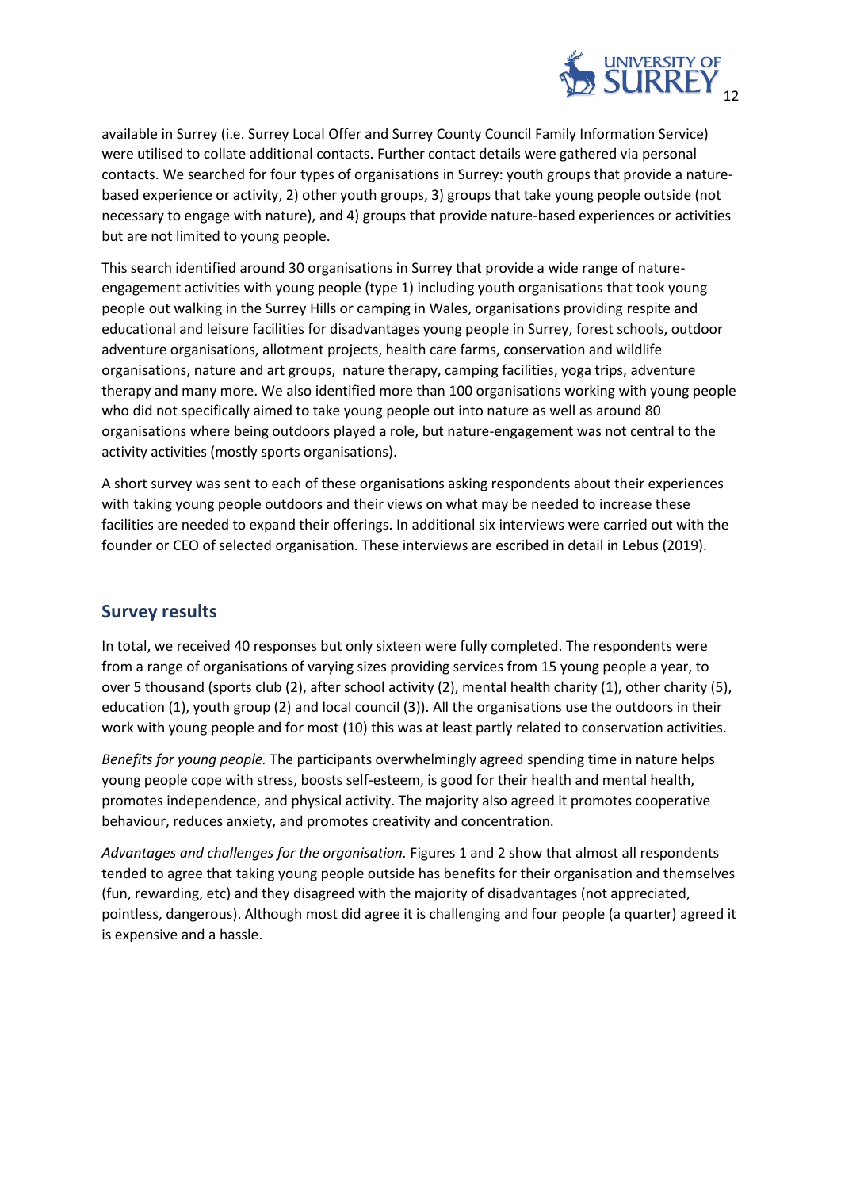available in Surrey (i.e. Surrey Local Offer and Surrey County Council Family Information Service) were utilised to collate additional contacts. Further contact details were gathered via personal contacts. We searched for four types of organisations in Surrey: youth groups that provide a nature-based experience or activity, 2) other youth groups, 3) groups that take young people outside (not necessary to engage with nature), and 4) groups that provide nature-based experiences or activities but are not limited to young people.

This search identified around 30 organisations in Surrey that provide a wide range of nature-engagement activities with young people (type 1) including youth organisations that took young people out walking in the Surrey Hills or camping in Wales, organisations providing respite and educational and leisure facilities for disadvantages young people in Surrey, forest schools, outdoor adventure organisations, allotment projects, health care farms, conservation and wildlife organisations, nature and art groups, nature therapy, camping facilities, yoga trips, adventure therapy and many more. We also identified more than 100 organisations working with young people who did not specifically aimed to take young people out into nature as well as around 80 organisations where being outdoors played a role, but nature-engagement was not central to the activity activities (mostly sports organisations).

A short survey was sent to each of these organisations asking respondents about their experiences with taking young people outdoors and their views on what may be needed to increase these facilities are needed to expand their offerings. In additional six interviews were carried out with the founder or CEO of selected organisation. These interviews are escribed in detail in Lebus (2019).

## Survey results

In total, we received 40 responses but only sixteen were fully completed. The respondents were from a range of organisations of varying sizes providing services from 15 young people a year, to over 5 thousand (sports club (2), after school activity (2), mental health charity (1), other charity (5), education (1), youth group (2) and local council (3)). All the organisations use the outdoors in their work with young people and for most (10) this was at least partly related to conservation activities.

*Benefits for young people.* The participants overwhelmingly agreed spending time in nature helps young people cope with stress, boosts self-esteem, is good for their health and mental health, promotes independence, and physical activity. The majority also agreed it promotes cooperative behaviour, reduces anxiety, and promotes creativity and concentration.

*Advantages and challenges for the organisation.* Figures 1 and 2 show that almost all respondents tended to agree that taking young people outside has benefits for their organisation and themselves (fun, rewarding, etc) and they disagreed with the majority of disadvantages (not appreciated, pointless, dangerous). Although most did agree it is challenging and four people (a quarter) agreed it is expensive and a hassle.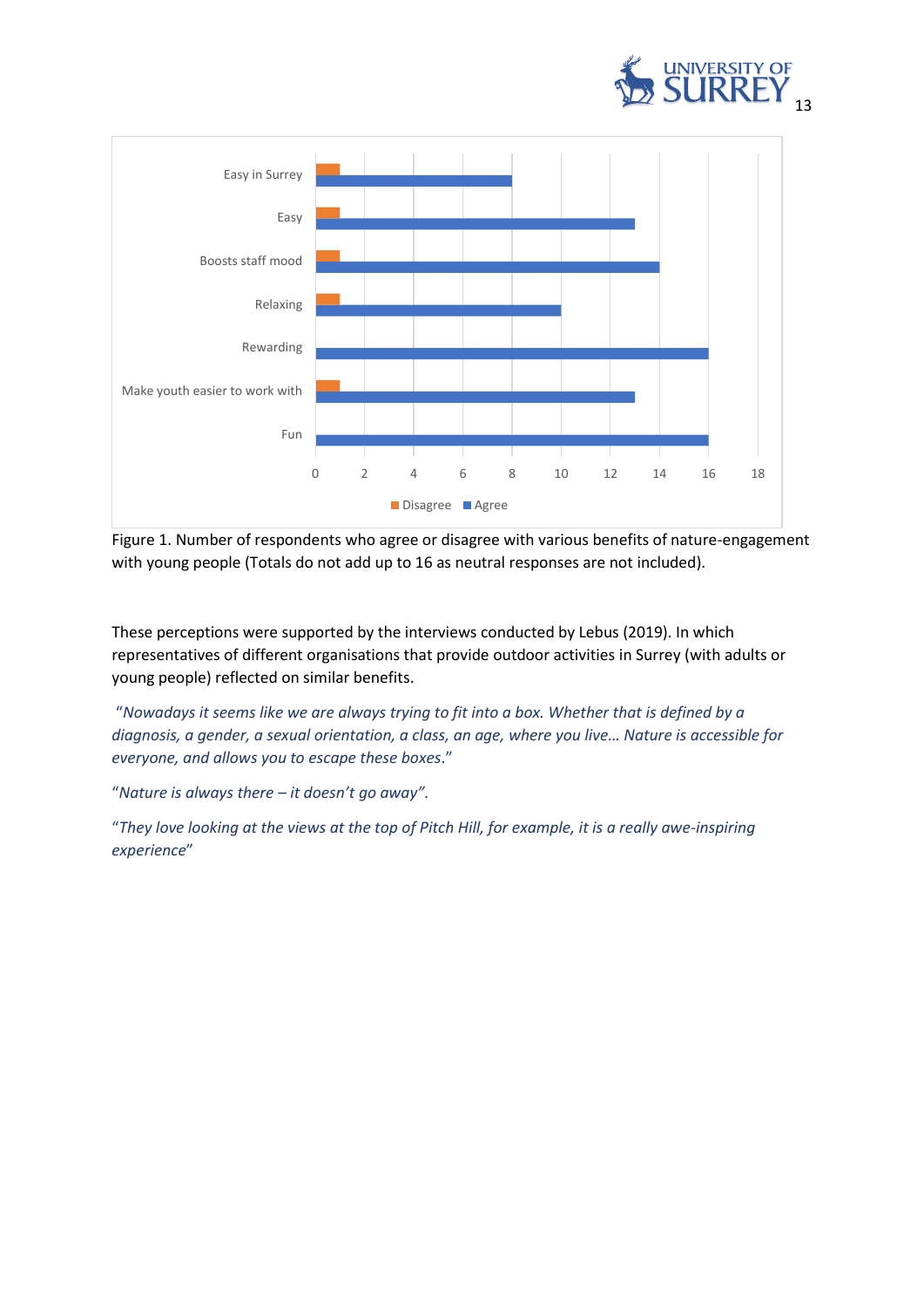Figure 1. Number of respondents who agree or disagree with various benefits of nature-engagement with young people (Totals do not add up to 16 as neutral responses are not included).

These perceptions were supported by the interviews conducted by Lebus (2019). In which representatives of different organisations that provide outdoor activities in Surrey (with adults or young people) reflected on similar benefits.

"*Nowadays it seems like we are always trying to fit into a box. Whether that is defined by a diagnosis, a gender, a sexual orientation, a class, an age, where you live… Nature is accessible for everyone, and allows you to escape these boxes*."

"*Nature is always there – it doesn't go away".*

"*They love looking at the views at the top of Pitch Hill, for example, it is a really awe-inspiring experience*"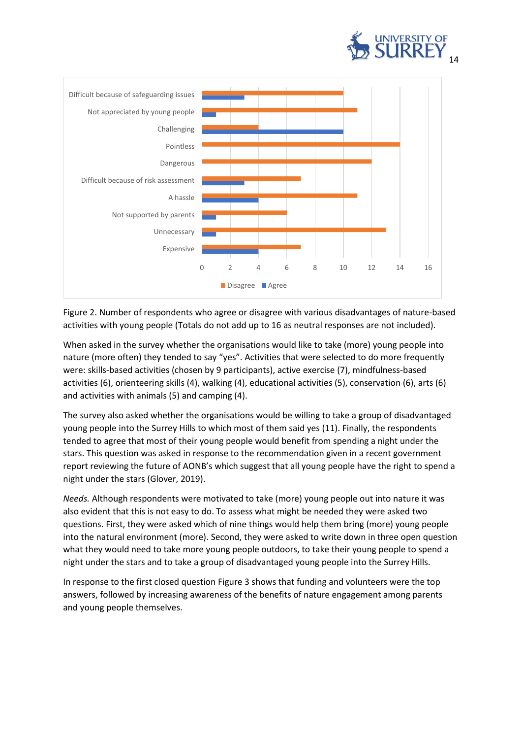Figure 2. Number of respondents who agree or disagree with various disadvantages of nature-based activities with young people (Totals do not add up to 16 as neutral responses are not included).

When asked in the survey whether the organisations would like to take (more) young people into nature (more often) they tended to say "yes". Activities that were selected to do more frequently were: skills-based activities (chosen by 9 participants), active exercise (7), mindfulness-based activities (6), orienteering skills (4), walking (4), educational activities (5), conservation (6), arts (6) and activities with animals (5) and camping (4).

The survey also asked whether the organisations would be willing to take a group of disadvantaged young people into the Surrey Hills to which most of them said yes (11). Finally, the respondents tended to agree that most of their young people would benefit from spending a night under the stars. This question was asked in response to the recommendation given in a recent government report reviewing the future of AONB's which suggest that all young people have the right to spend a night under the stars (Glover, 2019).

*Needs.* Although respondents were motivated to take (more) young people out into nature it was also evident that this is not easy to do. To assess what might be needed they were asked two questions. First, they were asked which of nine things would help them bring (more) young people into the natural environment (more). Second, they were asked to write down in three open question what they would need to take more young people outdoors, to take their young people to spend a night under the stars and to take a group of disadvantaged young people into the Surrey Hills.

In response to the first closed question Figure 3 shows that funding and volunteers were the top answers, followed by increasing awareness of the benefits of nature engagement among parents and young people themselves.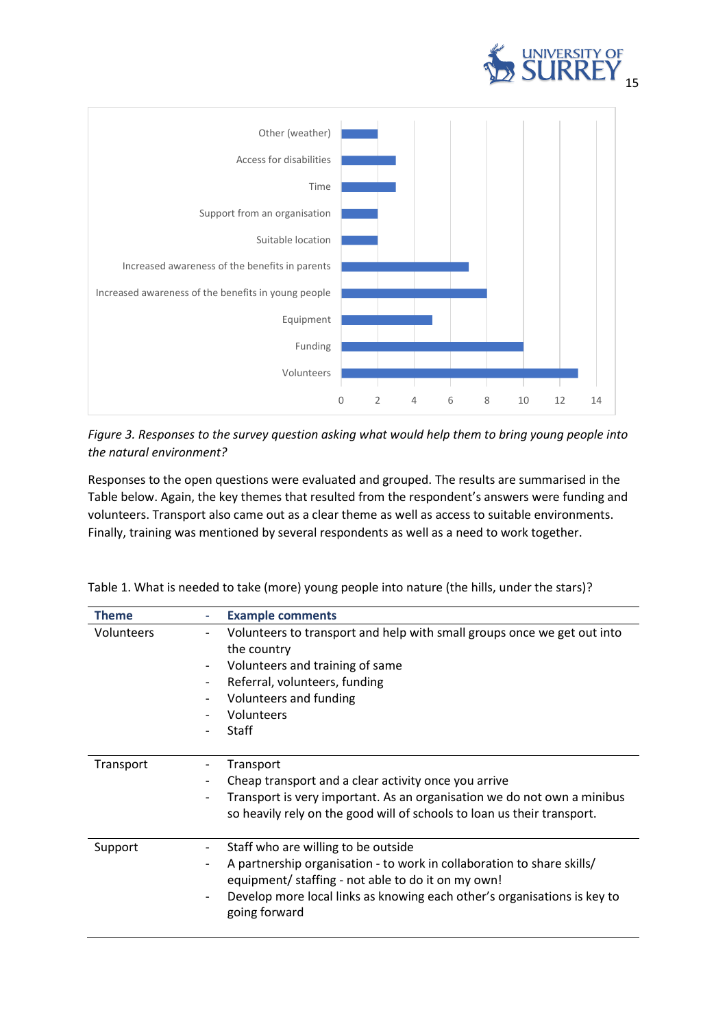*Figure 3. Responses to the survey question asking what would help them to bring young people into the natural environment?*

Responses to the open questions were evaluated and grouped. The results are summarised in the Table below. Again, the key themes that resulted from the respondent's answers were funding and volunteers. Transport also came out as a clear theme as well as access to suitable environments. Finally, training was mentioned by several respondents as well as a need to work together.

Table 1. What is needed to take (more) young people into nature (the hills, under the stars)?

| Theme | - | Example comments |
|---|---|---|
| Volunteers | - | Volunteers to transport and help with small groups once we get out into the country |
| | - | Volunteers and training of same |
| | - | Referral, volunteers, funding |
| | - | Volunteers and funding |
| | - | Volunteers |
| | - | Staff |
| Transport | - | Transport |
| | - | Cheap transport and a clear activity once you arrive |
| | - | Transport is very important. As an organisation we do not own a minibus so heavily rely on the good will of schools to loan us their transport. |
| Support | - | Staff who are willing to be outside |
| | - | A partnership organisation - to work in collaboration to share skills/ equipment/ staffing - not able to do it on my own! |
| | - | Develop more local links as knowing each other's organisations is key to going forward |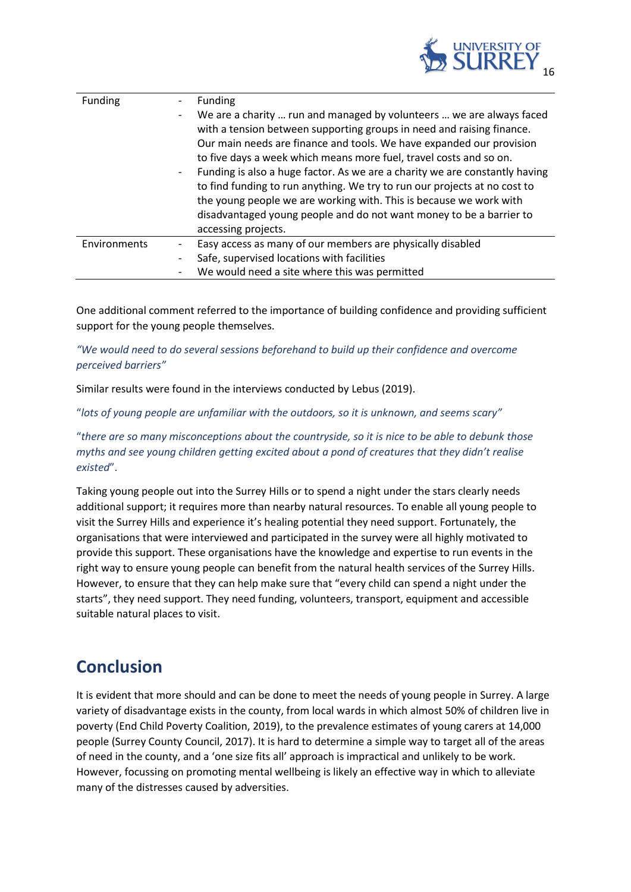| Funding | - Funding<br>- We are a charity … run and managed by volunteers … we are always faced with a tension between supporting groups in need and raising finance. Our main needs are finance and tools. We have expanded our provision to five days a week which means more fuel, travel costs and so on.<br>- Funding is also a huge factor. As we are a charity we are constantly having to find funding to run anything. We try to run our projects at no cost to the young people we are working with. This is because we work with disadvantaged young people and do not want money to be a barrier to accessing projects. |
|---|---|
| Environments | - Easy access as many of our members are physically disabled<br>- Safe, supervised locations with facilities<br>- We would need a site where this was permitted |

One additional comment referred to the importance of building confidence and providing sufficient support for the young people themselves.

*"We would need to do several sessions beforehand to build up their confidence and overcome perceived barriers"*

Similar results were found in the interviews conducted by Lebus (2019).

"*lots of young people are unfamiliar with the outdoors, so it is unknown, and seems scary"*

"*there are so many misconceptions about the countryside, so it is nice to be able to debunk those myths and see young children getting excited about a pond of creatures that they didn't realise existed*".

Taking young people out into the Surrey Hills or to spend a night under the stars clearly needs additional support; it requires more than nearby natural resources. To enable all young people to visit the Surrey Hills and experience it's healing potential they need support. Fortunately, the organisations that were interviewed and participated in the survey were all highly motivated to provide this support. These organisations have the knowledge and expertise to run events in the right way to ensure young people can benefit from the natural health services of the Surrey Hills. However, to ensure that they can help make sure that "every child can spend a night under the starts", they need support. They need funding, volunteers, transport, equipment and accessible suitable natural places to visit.

## Conclusion

It is evident that more should and can be done to meet the needs of young people in Surrey. A large variety of disadvantage exists in the county, from local wards in which almost 50% of children live in poverty (End Child Poverty Coalition, 2019), to the prevalence estimates of young carers at 14,000 people (Surrey County Council, 2017). It is hard to determine a simple way to target all of the areas of need in the county, and a 'one size fits all' approach is impractical and unlikely to be work. However, focussing on promoting mental wellbeing is likely an effective way in which to alleviate many of the distresses caused by adversities.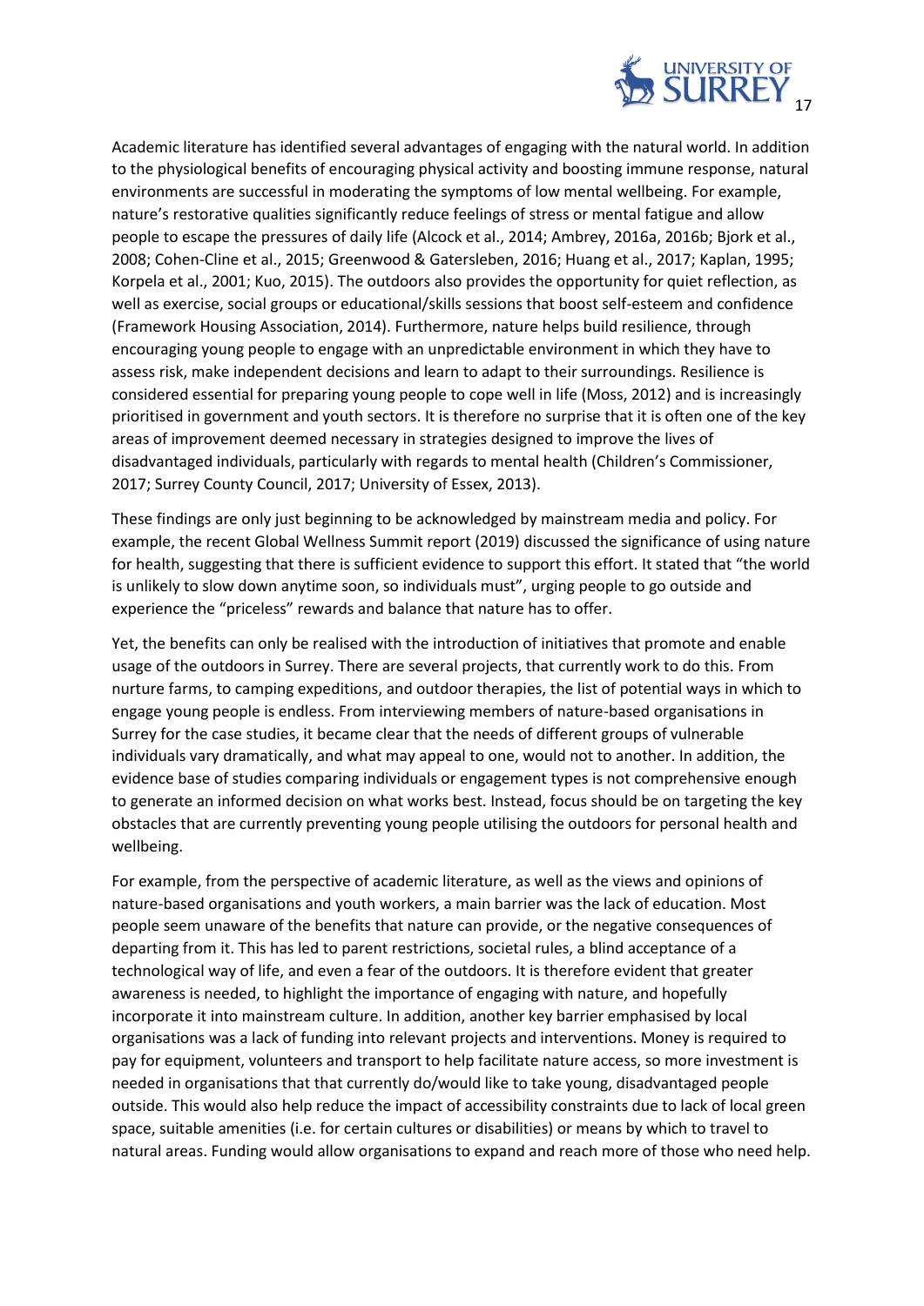Academic literature has identified several advantages of engaging with the natural world. In addition to the physiological benefits of encouraging physical activity and boosting immune response, natural environments are successful in moderating the symptoms of low mental wellbeing. For example, nature's restorative qualities significantly reduce feelings of stress or mental fatigue and allow people to escape the pressures of daily life (Alcock et al., 2014; Ambrey, 2016a, 2016b; Bjork et al., 2008; Cohen-Cline et al., 2015; Greenwood & Gatersleben, 2016; Huang et al., 2017; Kaplan, 1995; Korpela et al., 2001; Kuo, 2015). The outdoors also provides the opportunity for quiet reflection, as well as exercise, social groups or educational/skills sessions that boost self-esteem and confidence (Framework Housing Association, 2014). Furthermore, nature helps build resilience, through encouraging young people to engage with an unpredictable environment in which they have to assess risk, make independent decisions and learn to adapt to their surroundings. Resilience is considered essential for preparing young people to cope well in life (Moss, 2012) and is increasingly prioritised in government and youth sectors. It is therefore no surprise that it is often one of the key areas of improvement deemed necessary in strategies designed to improve the lives of disadvantaged individuals, particularly with regards to mental health (Children's Commissioner, 2017; Surrey County Council, 2017; University of Essex, 2013).

These findings are only just beginning to be acknowledged by mainstream media and policy. For example, the recent Global Wellness Summit report (2019) discussed the significance of using nature for health, suggesting that there is sufficient evidence to support this effort. It stated that "the world is unlikely to slow down anytime soon, so individuals must", urging people to go outside and experience the "priceless" rewards and balance that nature has to offer.

Yet, the benefits can only be realised with the introduction of initiatives that promote and enable usage of the outdoors in Surrey. There are several projects, that currently work to do this. From nurture farms, to camping expeditions, and outdoor therapies, the list of potential ways in which to engage young people is endless. From interviewing members of nature-based organisations in Surrey for the case studies, it became clear that the needs of different groups of vulnerable individuals vary dramatically, and what may appeal to one, would not to another. In addition, the evidence base of studies comparing individuals or engagement types is not comprehensive enough to generate an informed decision on what works best. Instead, focus should be on targeting the key obstacles that are currently preventing young people utilising the outdoors for personal health and wellbeing.

For example, from the perspective of academic literature, as well as the views and opinions of nature-based organisations and youth workers, a main barrier was the lack of education. Most people seem unaware of the benefits that nature can provide, or the negative consequences of departing from it. This has led to parent restrictions, societal rules, a blind acceptance of a technological way of life, and even a fear of the outdoors. It is therefore evident that greater awareness is needed, to highlight the importance of engaging with nature, and hopefully incorporate it into mainstream culture. In addition, another key barrier emphasised by local organisations was a lack of funding into relevant projects and interventions. Money is required to pay for equipment, volunteers and transport to help facilitate nature access, so more investment is needed in organisations that that currently do/would like to take young, disadvantaged people outside. This would also help reduce the impact of accessibility constraints due to lack of local green space, suitable amenities (i.e. for certain cultures or disabilities) or means by which to travel to natural areas. Funding would allow organisations to expand and reach more of those who need help.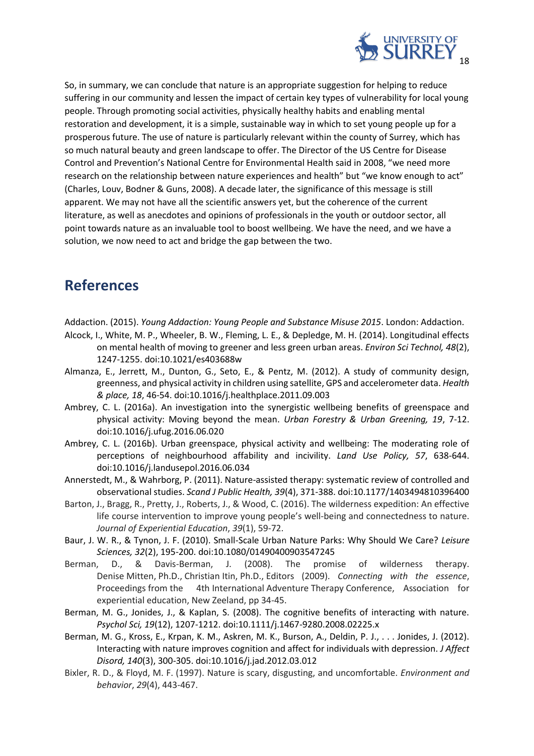So, in summary, we can conclude that nature is an appropriate suggestion for helping to reduce suffering in our community and lessen the impact of certain key types of vulnerability for local young people. Through promoting social activities, physically healthy habits and enabling mental restoration and development, it is a simple, sustainable way in which to set young people up for a prosperous future. The use of nature is particularly relevant within the county of Surrey, which has so much natural beauty and green landscape to offer. The Director of the US Centre for Disease Control and Prevention's National Centre for Environmental Health said in 2008, "we need more research on the relationship between nature experiences and health" but "we know enough to act" (Charles, Louv, Bodner & Guns, 2008). A decade later, the significance of this message is still apparent. We may not have all the scientific answers yet, but the coherence of the current literature, as well as anecdotes and opinions of professionals in the youth or outdoor sector, all point towards nature as an invaluable tool to boost wellbeing. We have the need, and we have a solution, we now need to act and bridge the gap between the two.

# References

Addaction. (2015). *Young Addaction: Young People and Substance Misuse 2015*. London: Addaction.

Alcock, I., White, M. P., Wheeler, B. W., Fleming, L. E., & Depledge, M. H. (2014). Longitudinal effects on mental health of moving to greener and less green urban areas. *Environ Sci Technol, 48*(2), 1247-1255. doi:10.1021/es403688w

Almanza, E., Jerrett, M., Dunton, G., Seto, E., & Pentz, M. (2012). A study of community design, greenness, and physical activity in children using satellite, GPS and accelerometer data. *Health & place, 18*, 46-54. doi:10.1016/j.healthplace.2011.09.003

Ambrey, C. L. (2016a). An investigation into the synergistic wellbeing benefits of greenspace and physical activity: Moving beyond the mean. *Urban Forestry & Urban Greening, 19*, 7-12. doi:10.1016/j.ufug.2016.06.020

Ambrey, C. L. (2016b). Urban greenspace, physical activity and wellbeing: The moderating role of perceptions of neighbourhood affability and incivility. *Land Use Policy, 57*, 638-644. doi:10.1016/j.landusepol.2016.06.034

Annerstedt, M., & Wahrborg, P. (2011). Nature-assisted therapy: systematic review of controlled and observational studies. *Scand J Public Health, 39*(4), 371-388. doi:10.1177/1403494810396400

Barton, J., Bragg, R., Pretty, J., Roberts, J., & Wood, C. (2016). The wilderness expedition: An effective life course intervention to improve young people's well-being and connectedness to nature. *Journal of Experiential Education*, *39*(1), 59-72.

Baur, J. W. R., & Tynon, J. F. (2010). Small-Scale Urban Nature Parks: Why Should We Care? *Leisure Sciences, 32*(2), 195-200. doi:10.1080/01490400903547245

Berman, D., & Davis-Berman, J. (2008). The promise of wilderness therapy. Denise Mitten, Ph.D., Christian Itin, Ph.D., Editors (2009). *Connecting with the essence*, Proceedings from the 4th International Adventure Therapy Conference, Association for experiential education, New Zeeland, pp 34-45.

Berman, M. G., Jonides, J., & Kaplan, S. (2008). The cognitive benefits of interacting with nature. *Psychol Sci, 19*(12), 1207-1212. doi:10.1111/j.1467-9280.2008.02225.x

Berman, M. G., Kross, E., Krpan, K. M., Askren, M. K., Burson, A., Deldin, P. J., . . . Jonides, J. (2012). Interacting with nature improves cognition and affect for individuals with depression. *J Affect Disord, 140*(3), 300-305. doi:10.1016/j.jad.2012.03.012

Bixler, R. D., & Floyd, M. F. (1997). Nature is scary, disgusting, and uncomfortable. *Environment and behavior*, *29*(4), 443-467.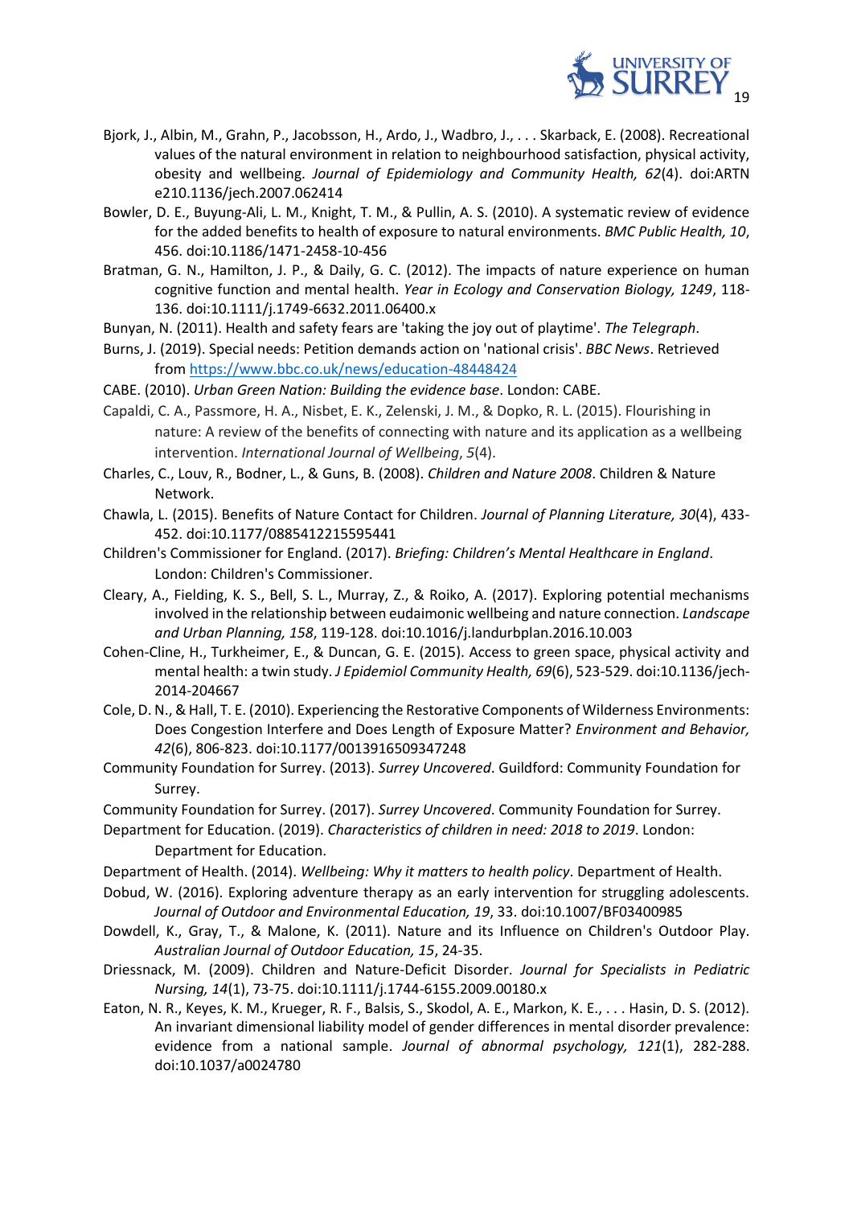Bjork, J., Albin, M., Grahn, P., Jacobsson, H., Ardo, J., Wadbro, J., . . . Skarback, E. (2008). Recreational values of the natural environment in relation to neighbourhood satisfaction, physical activity, obesity and wellbeing. *Journal of Epidemiology and Community Health, 62*(4). doi:ARTN e210.1136/jech.2007.062414

Bowler, D. E., Buyung-Ali, L. M., Knight, T. M., & Pullin, A. S. (2010). A systematic review of evidence for the added benefits to health of exposure to natural environments. *BMC Public Health, 10*, 456. doi:10.1186/1471-2458-10-456

Bratman, G. N., Hamilton, J. P., & Daily, G. C. (2012). The impacts of nature experience on human cognitive function and mental health. *Year in Ecology and Conservation Biology, 1249*, 118-136. doi:10.1111/j.1749-6632.2011.06400.x

Bunyan, N. (2011). Health and safety fears are 'taking the joy out of playtime'. *The Telegraph*.

Burns, J. (2019). Special needs: Petition demands action on 'national crisis'. *BBC News*. Retrieved from https://www.bbc.co.uk/news/education-48448424

CABE. (2010). *Urban Green Nation: Building the evidence base*. London: CABE.

Capaldi, C. A., Passmore, H. A., Nisbet, E. K., Zelenski, J. M., & Dopko, R. L. (2015). Flourishing in nature: A review of the benefits of connecting with nature and its application as a wellbeing intervention. *International Journal of Wellbeing*, *5*(4).

Charles, C., Louv, R., Bodner, L., & Guns, B. (2008). *Children and Nature 2008*. Children & Nature Network.

Chawla, L. (2015). Benefits of Nature Contact for Children. *Journal of Planning Literature, 30*(4), 433-452. doi:10.1177/0885412215595441

Children's Commissioner for England. (2017). *Briefing: Children's Mental Healthcare in England*. London: Children's Commissioner.

Cleary, A., Fielding, K. S., Bell, S. L., Murray, Z., & Roiko, A. (2017). Exploring potential mechanisms involved in the relationship between eudaimonic wellbeing and nature connection. *Landscape and Urban Planning, 158*, 119-128. doi:10.1016/j.landurbplan.2016.10.003

Cohen-Cline, H., Turkheimer, E., & Duncan, G. E. (2015). Access to green space, physical activity and mental health: a twin study. *J Epidemiol Community Health, 69*(6), 523-529. doi:10.1136/jech-2014-204667

Cole, D. N., & Hall, T. E. (2010). Experiencing the Restorative Components of Wilderness Environments: Does Congestion Interfere and Does Length of Exposure Matter? *Environment and Behavior, 42*(6), 806-823. doi:10.1177/0013916509347248

Community Foundation for Surrey. (2013). *Surrey Uncovered*. Guildford: Community Foundation for Surrey.

Community Foundation for Surrey. (2017). *Surrey Uncovered*. Community Foundation for Surrey.

Department for Education. (2019). *Characteristics of children in need: 2018 to 2019*. London: Department for Education.

Department of Health. (2014). *Wellbeing: Why it matters to health policy*. Department of Health.

Dobud, W. (2016). Exploring adventure therapy as an early intervention for struggling adolescents. *Journal of Outdoor and Environmental Education, 19*, 33. doi:10.1007/BF03400985

Dowdell, K., Gray, T., & Malone, K. (2011). Nature and its Influence on Children's Outdoor Play. *Australian Journal of Outdoor Education, 15*, 24-35.

Driessnack, M. (2009). Children and Nature-Deficit Disorder. *Journal for Specialists in Pediatric Nursing, 14*(1), 73-75. doi:10.1111/j.1744-6155.2009.00180.x

Eaton, N. R., Keyes, K. M., Krueger, R. F., Balsis, S., Skodol, A. E., Markon, K. E., . . . Hasin, D. S. (2012). An invariant dimensional liability model of gender differences in mental disorder prevalence: evidence from a national sample. *Journal of abnormal psychology, 121*(1), 282-288. doi:10.1037/a0024780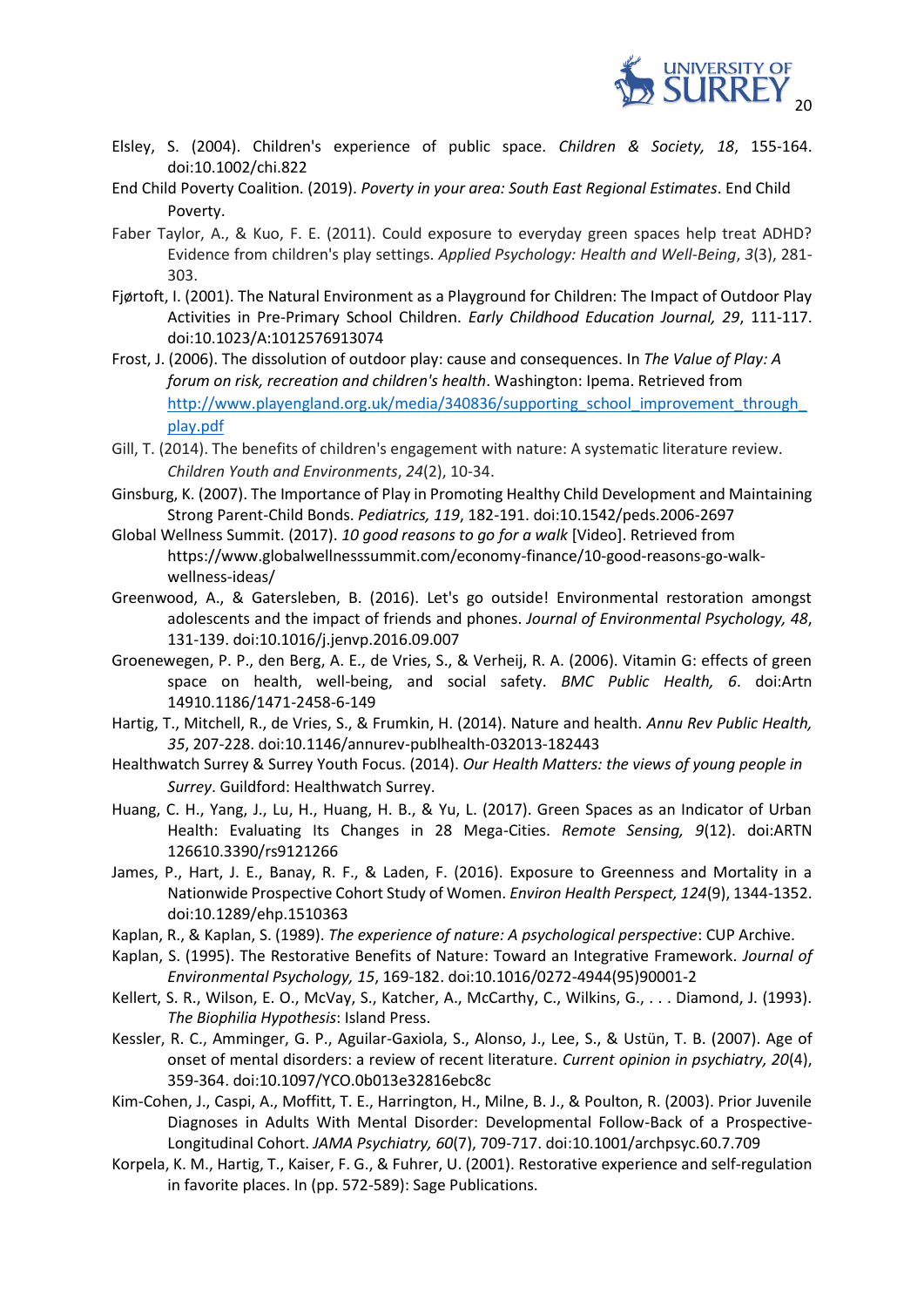Elsley, S. (2004). Children's experience of public space. *Children & Society, 18*, 155-164. doi:10.1002/chi.822

End Child Poverty Coalition. (2019). *Poverty in your area: South East Regional Estimates*. End Child Poverty.

Faber Taylor, A., & Kuo, F. E. (2011). Could exposure to everyday green spaces help treat ADHD? Evidence from children's play settings. *Applied Psychology: Health and Well-Being*, *3*(3), 281-303.

Fjørtoft, I. (2001). The Natural Environment as a Playground for Children: The Impact of Outdoor Play Activities in Pre-Primary School Children. *Early Childhood Education Journal, 29*, 111-117. doi:10.1023/A:1012576913074

Frost, J. (2006). The dissolution of outdoor play: cause and consequences. In *The Value of Play: A forum on risk, recreation and children's health*. Washington: Ipema. Retrieved from http://www.playengland.org.uk/media/340836/supporting_school_improvement_through_play.pdf

Gill, T. (2014). The benefits of children's engagement with nature: A systematic literature review. *Children Youth and Environments*, *24*(2), 10-34.

Ginsburg, K. (2007). The Importance of Play in Promoting Healthy Child Development and Maintaining Strong Parent-Child Bonds. *Pediatrics, 119*, 182-191. doi:10.1542/peds.2006-2697

Global Wellness Summit. (2017). *10 good reasons to go for a walk* [Video]. Retrieved from https://www.globalwellnesssummit.com/economy-finance/10-good-reasons-go-walk-wellness-ideas/

Greenwood, A., & Gatersleben, B. (2016). Let's go outside! Environmental restoration amongst adolescents and the impact of friends and phones. *Journal of Environmental Psychology, 48*, 131-139. doi:10.1016/j.jenvp.2016.09.007

Groenewegen, P. P., den Berg, A. E., de Vries, S., & Verheij, R. A. (2006). Vitamin G: effects of green space on health, well-being, and social safety. *BMC Public Health, 6*. doi:Artn 14910.1186/1471-2458-6-149

Hartig, T., Mitchell, R., de Vries, S., & Frumkin, H. (2014). Nature and health. *Annu Rev Public Health, 35*, 207-228. doi:10.1146/annurev-publhealth-032013-182443

Healthwatch Surrey & Surrey Youth Focus. (2014). *Our Health Matters: the views of young people in Surrey*. Guildford: Healthwatch Surrey.

Huang, C. H., Yang, J., Lu, H., Huang, H. B., & Yu, L. (2017). Green Spaces as an Indicator of Urban Health: Evaluating Its Changes in 28 Mega-Cities. *Remote Sensing, 9*(12). doi:ARTN 126610.3390/rs9121266

James, P., Hart, J. E., Banay, R. F., & Laden, F. (2016). Exposure to Greenness and Mortality in a Nationwide Prospective Cohort Study of Women. *Environ Health Perspect, 124*(9), 1344-1352. doi:10.1289/ehp.1510363

Kaplan, R., & Kaplan, S. (1989). *The experience of nature: A psychological perspective*: CUP Archive.

Kaplan, S. (1995). The Restorative Benefits of Nature: Toward an Integrative Framework. *Journal of Environmental Psychology, 15*, 169-182. doi:10.1016/0272-4944(95)90001-2

Kellert, S. R., Wilson, E. O., McVay, S., Katcher, A., McCarthy, C., Wilkins, G., . . . Diamond, J. (1993). *The Biophilia Hypothesis*: Island Press.

Kessler, R. C., Amminger, G. P., Aguilar-Gaxiola, S., Alonso, J., Lee, S., & Ustün, T. B. (2007). Age of onset of mental disorders: a review of recent literature. *Current opinion in psychiatry, 20*(4), 359-364. doi:10.1097/YCO.0b013e32816ebc8c

Kim-Cohen, J., Caspi, A., Moffitt, T. E., Harrington, H., Milne, B. J., & Poulton, R. (2003). Prior Juvenile Diagnoses in Adults With Mental Disorder: Developmental Follow-Back of a Prospective-Longitudinal Cohort. *JAMA Psychiatry, 60*(7), 709-717. doi:10.1001/archpsyc.60.7.709

Korpela, K. M., Hartig, T., Kaiser, F. G., & Fuhrer, U. (2001). Restorative experience and self-regulation in favorite places. In (pp. 572-589): Sage Publications.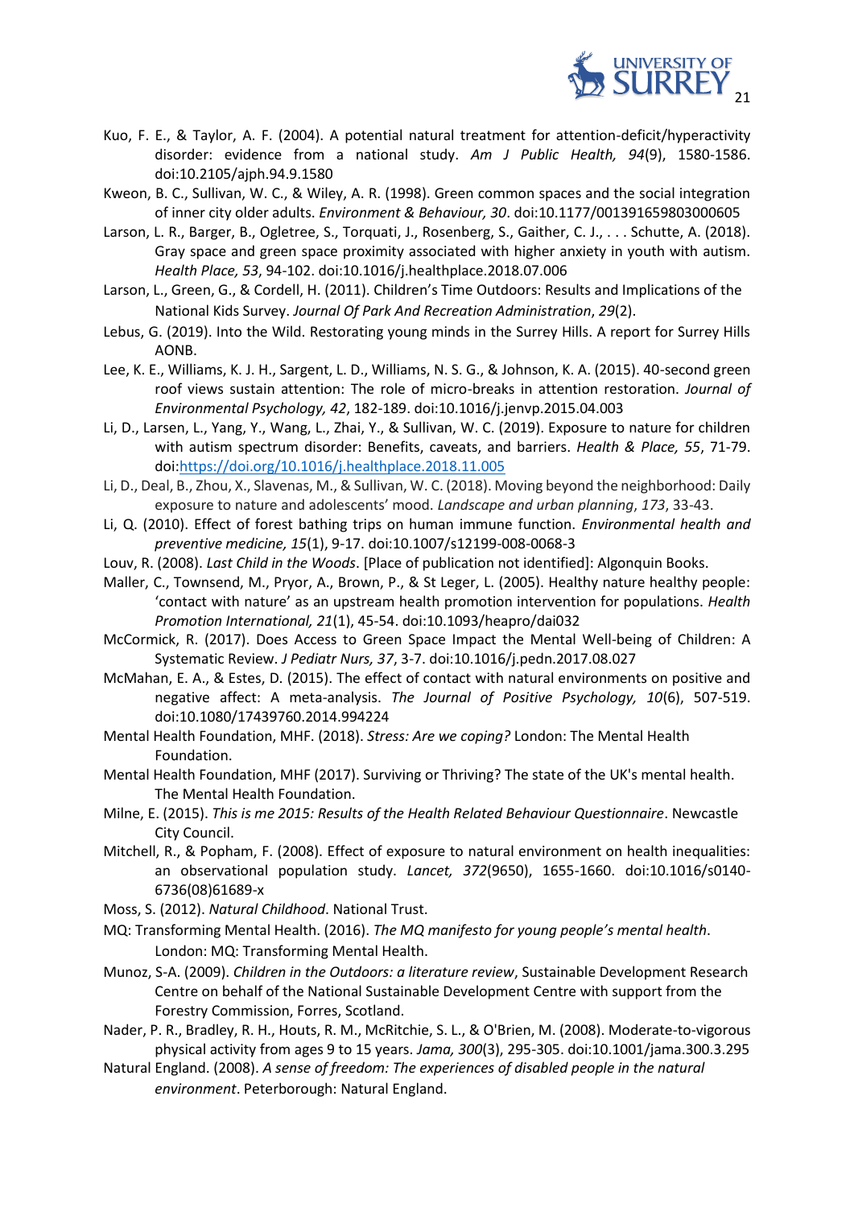Kuo, F. E., & Taylor, A. F. (2004). A potential natural treatment for attention-deficit/hyperactivity disorder: evidence from a national study. *Am J Public Health, 94*(9), 1580-1586. doi:10.2105/ajph.94.9.1580

Kweon, B. C., Sullivan, W. C., & Wiley, A. R. (1998). Green common spaces and the social integration of inner city older adults. *Environment & Behaviour, 30*. doi:10.1177/001391659803000605

Larson, L. R., Barger, B., Ogletree, S., Torquati, J., Rosenberg, S., Gaither, C. J., . . . Schutte, A. (2018). Gray space and green space proximity associated with higher anxiety in youth with autism. *Health Place, 53*, 94-102. doi:10.1016/j.healthplace.2018.07.006

Larson, L., Green, G., & Cordell, H. (2011). Children's Time Outdoors: Results and Implications of the National Kids Survey. *Journal Of Park And Recreation Administration*, *29*(2).

Lebus, G. (2019). Into the Wild. Restorating young minds in the Surrey Hills. A report for Surrey Hills AONB.

Lee, K. E., Williams, K. J. H., Sargent, L. D., Williams, N. S. G., & Johnson, K. A. (2015). 40-second green roof views sustain attention: The role of micro-breaks in attention restoration. *Journal of Environmental Psychology, 42*, 182-189. doi:10.1016/j.jenvp.2015.04.003

Li, D., Larsen, L., Yang, Y., Wang, L., Zhai, Y., & Sullivan, W. C. (2019). Exposure to nature for children with autism spectrum disorder: Benefits, caveats, and barriers. *Health & Place, 55*, 71-79. doi:https://doi.org/10.1016/j.healthplace.2018.11.005

Li, D., Deal, B., Zhou, X., Slavenas, M., & Sullivan, W. C. (2018). Moving beyond the neighborhood: Daily exposure to nature and adolescents' mood. *Landscape and urban planning*, *173*, 33-43.

Li, Q. (2010). Effect of forest bathing trips on human immune function. *Environmental health and preventive medicine, 15*(1), 9-17. doi:10.1007/s12199-008-0068-3

Louv, R. (2008). *Last Child in the Woods*. [Place of publication not identified]: Algonquin Books.

Maller, C., Townsend, M., Pryor, A., Brown, P., & St Leger, L. (2005). Healthy nature healthy people: 'contact with nature' as an upstream health promotion intervention for populations. *Health Promotion International, 21*(1), 45-54. doi:10.1093/heapro/dai032

McCormick, R. (2017). Does Access to Green Space Impact the Mental Well-being of Children: A Systematic Review. *J Pediatr Nurs, 37*, 3-7. doi:10.1016/j.pedn.2017.08.027

McMahan, E. A., & Estes, D. (2015). The effect of contact with natural environments on positive and negative affect: A meta-analysis. *The Journal of Positive Psychology, 10*(6), 507-519. doi:10.1080/17439760.2014.994224

Mental Health Foundation, MHF. (2018). *Stress: Are we coping?* London: The Mental Health Foundation.

Mental Health Foundation, MHF (2017). Surviving or Thriving? The state of the UK's mental health. The Mental Health Foundation.

Milne, E. (2015). *This is me 2015: Results of the Health Related Behaviour Questionnaire*. Newcastle City Council.

Mitchell, R., & Popham, F. (2008). Effect of exposure to natural environment on health inequalities: an observational population study. *Lancet, 372*(9650), 1655-1660. doi:10.1016/s0140-6736(08)61689-x

Moss, S. (2012). *Natural Childhood*. National Trust.

MQ: Transforming Mental Health. (2016). *The MQ manifesto for young people's mental health*. London: MQ: Transforming Mental Health.

Munoz, S-A. (2009). *Children in the Outdoors: a literature review*, Sustainable Development Research Centre on behalf of the National Sustainable Development Centre with support from the Forestry Commission, Forres, Scotland.

Nader, P. R., Bradley, R. H., Houts, R. M., McRitchie, S. L., & O'Brien, M. (2008). Moderate-to-vigorous physical activity from ages 9 to 15 years. *Jama, 300*(3), 295-305. doi:10.1001/jama.300.3.295

Natural England. (2008). *A sense of freedom: The experiences of disabled people in the natural environment*. Peterborough: Natural England.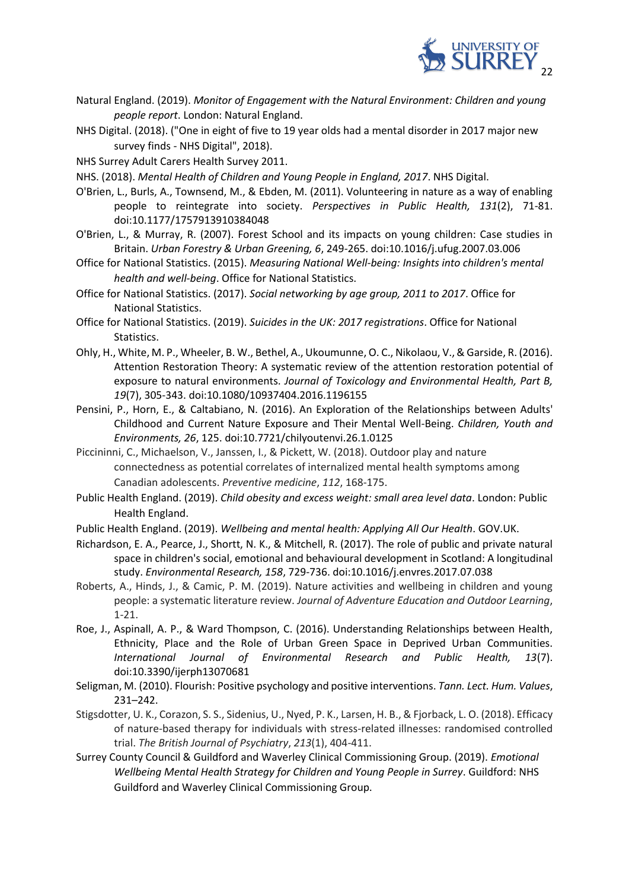Natural England. (2019). *Monitor of Engagement with the Natural Environment: Children and young people report*. London: Natural England.

NHS Digital. (2018). ("One in eight of five to 19 year olds had a mental disorder in 2017 major new survey finds - NHS Digital", 2018).

NHS Surrey Adult Carers Health Survey 2011.

NHS. (2018). *Mental Health of Children and Young People in England, 2017*. NHS Digital.

O'Brien, L., Burls, A., Townsend, M., & Ebden, M. (2011). Volunteering in nature as a way of enabling people to reintegrate into society. *Perspectives in Public Health, 131*(2), 71-81. doi:10.1177/1757913910384048

O'Brien, L., & Murray, R. (2007). Forest School and its impacts on young children: Case studies in Britain. *Urban Forestry & Urban Greening, 6*, 249-265. doi:10.1016/j.ufug.2007.03.006

Office for National Statistics. (2015). *Measuring National Well-being: Insights into children's mental health and well-being*. Office for National Statistics.

Office for National Statistics. (2017). *Social networking by age group, 2011 to 2017*. Office for National Statistics.

Office for National Statistics. (2019). *Suicides in the UK: 2017 registrations*. Office for National Statistics.

Ohly, H., White, M. P., Wheeler, B. W., Bethel, A., Ukoumunne, O. C., Nikolaou, V., & Garside, R. (2016). Attention Restoration Theory: A systematic review of the attention restoration potential of exposure to natural environments. *Journal of Toxicology and Environmental Health, Part B, 19*(7), 305-343. doi:10.1080/10937404.2016.1196155

Pensini, P., Horn, E., & Caltabiano, N. (2016). An Exploration of the Relationships between Adults' Childhood and Current Nature Exposure and Their Mental Well-Being. *Children, Youth and Environments, 26*, 125. doi:10.7721/chilyoutenvi.26.1.0125

Piccininni, C., Michaelson, V., Janssen, I., & Pickett, W. (2018). Outdoor play and nature connectedness as potential correlates of internalized mental health symptoms among Canadian adolescents. *Preventive medicine*, *112*, 168-175.

Public Health England. (2019). *Child obesity and excess weight: small area level data*. London: Public Health England.

Public Health England. (2019). *Wellbeing and mental health: Applying All Our Health*. GOV.UK.

Richardson, E. A., Pearce, J., Shortt, N. K., & Mitchell, R. (2017). The role of public and private natural space in children's social, emotional and behavioural development in Scotland: A longitudinal study. *Environmental Research, 158*, 729-736. doi:10.1016/j.envres.2017.07.038

Roberts, A., Hinds, J., & Camic, P. M. (2019). Nature activities and wellbeing in children and young people: a systematic literature review. *Journal of Adventure Education and Outdoor Learning*, 1-21.

Roe, J., Aspinall, A. P., & Ward Thompson, C. (2016). Understanding Relationships between Health, Ethnicity, Place and the Role of Urban Green Space in Deprived Urban Communities. *International Journal of Environmental Research and Public Health, 13*(7). doi:10.3390/ijerph13070681

Seligman, M. (2010). Flourish: Positive psychology and positive interventions. *Tann. Lect. Hum. Values*, 231–242.

Stigsdotter, U. K., Corazon, S. S., Sidenius, U., Nyed, P. K., Larsen, H. B., & Fjorback, L. O. (2018). Efficacy of nature-based therapy for individuals with stress-related illnesses: randomised controlled trial. *The British Journal of Psychiatry*, *213*(1), 404-411.

Surrey County Council & Guildford and Waverley Clinical Commissioning Group. (2019). *Emotional Wellbeing Mental Health Strategy for Children and Young People in Surrey*. Guildford: NHS Guildford and Waverley Clinical Commissioning Group.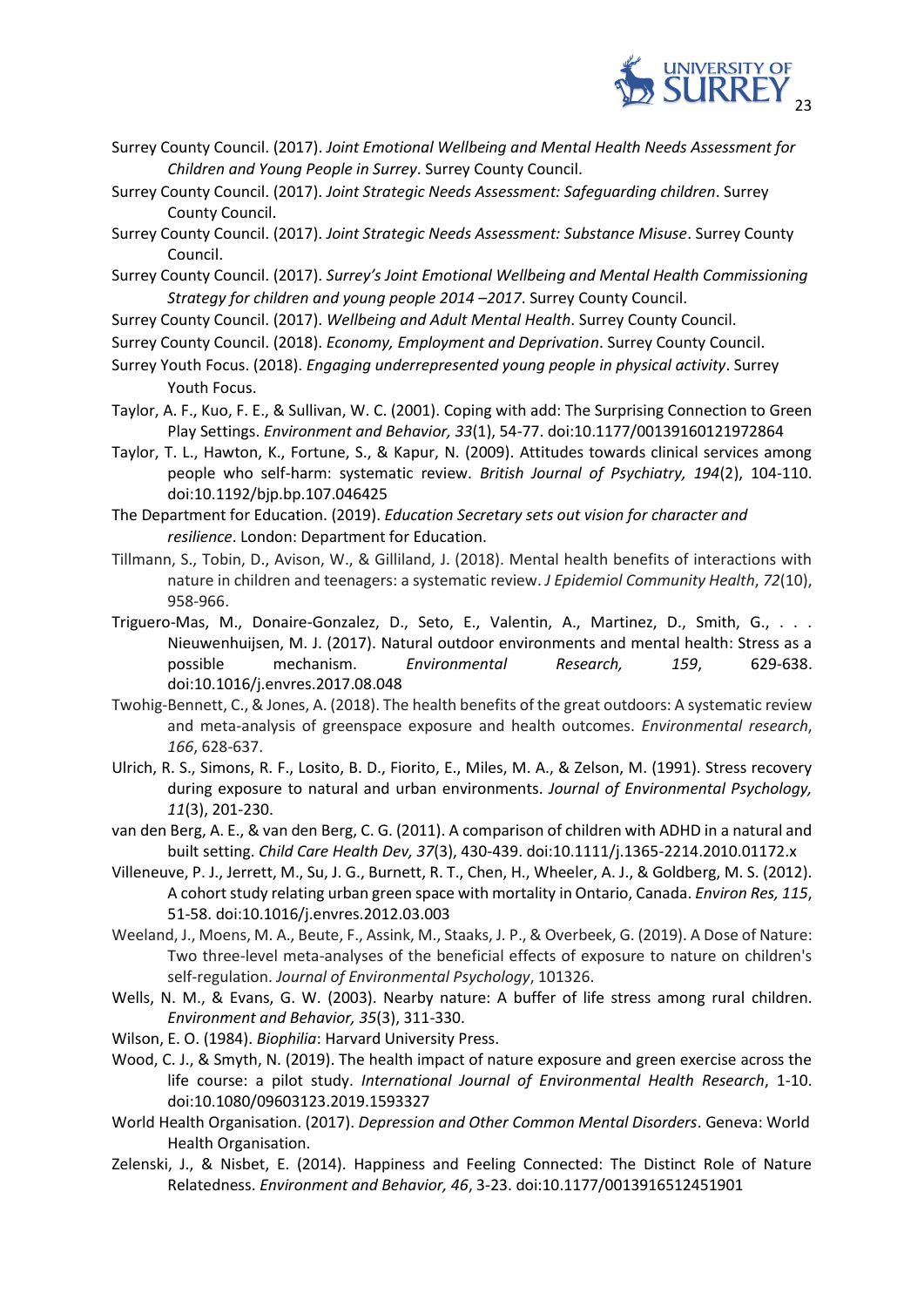Surrey County Council. (2017). *Joint Emotional Wellbeing and Mental Health Needs Assessment for Children and Young People in Surrey*. Surrey County Council.

Surrey County Council. (2017). *Joint Strategic Needs Assessment: Safeguarding children*. Surrey County Council.

Surrey County Council. (2017). *Joint Strategic Needs Assessment: Substance Misuse*. Surrey County Council.

Surrey County Council. (2017). *Surrey's Joint Emotional Wellbeing and Mental Health Commissioning Strategy for children and young people 2014 –2017*. Surrey County Council.

Surrey County Council. (2017). *Wellbeing and Adult Mental Health*. Surrey County Council.

Surrey County Council. (2018). *Economy, Employment and Deprivation*. Surrey County Council.

Surrey Youth Focus. (2018). *Engaging underrepresented young people in physical activity*. Surrey Youth Focus.

Taylor, A. F., Kuo, F. E., & Sullivan, W. C. (2001). Coping with add: The Surprising Connection to Green Play Settings. *Environment and Behavior, 33*(1), 54-77. doi:10.1177/00139160121972864

Taylor, T. L., Hawton, K., Fortune, S., & Kapur, N. (2009). Attitudes towards clinical services among people who self-harm: systematic review. *British Journal of Psychiatry, 194*(2), 104-110. doi:10.1192/bjp.bp.107.046425

The Department for Education. (2019). *Education Secretary sets out vision for character and resilience*. London: Department for Education.

Tillmann, S., Tobin, D., Avison, W., & Gilliland, J. (2018). Mental health benefits of interactions with nature in children and teenagers: a systematic review. *J Epidemiol Community Health*, *72*(10), 958-966.

Triguero-Mas, M., Donaire-Gonzalez, D., Seto, E., Valentin, A., Martinez, D., Smith, G., . . . Nieuwenhuijsen, M. J. (2017). Natural outdoor environments and mental health: Stress as a possible mechanism. *Environmental Research, 159*, 629-638. doi:10.1016/j.envres.2017.08.048

Twohig-Bennett, C., & Jones, A. (2018). The health benefits of the great outdoors: A systematic review and meta-analysis of greenspace exposure and health outcomes. *Environmental research*, *166*, 628-637.

Ulrich, R. S., Simons, R. F., Losito, B. D., Fiorito, E., Miles, M. A., & Zelson, M. (1991). Stress recovery during exposure to natural and urban environments. *Journal of Environmental Psychology, 11*(3), 201-230.

van den Berg, A. E., & van den Berg, C. G. (2011). A comparison of children with ADHD in a natural and built setting. *Child Care Health Dev, 37*(3), 430-439. doi:10.1111/j.1365-2214.2010.01172.x

Villeneuve, P. J., Jerrett, M., Su, J. G., Burnett, R. T., Chen, H., Wheeler, A. J., & Goldberg, M. S. (2012). A cohort study relating urban green space with mortality in Ontario, Canada. *Environ Res, 115*, 51-58. doi:10.1016/j.envres.2012.03.003

Weeland, J., Moens, M. A., Beute, F., Assink, M., Staaks, J. P., & Overbeek, G. (2019). A Dose of Nature: Two three-level meta-analyses of the beneficial effects of exposure to nature on children's self-regulation. *Journal of Environmental Psychology*, 101326.

Wells, N. M., & Evans, G. W. (2003). Nearby nature: A buffer of life stress among rural children. *Environment and Behavior, 35*(3), 311-330.

Wilson, E. O. (1984). *Biophilia*: Harvard University Press.

Wood, C. J., & Smyth, N. (2019). The health impact of nature exposure and green exercise across the life course: a pilot study. *International Journal of Environmental Health Research*, 1-10. doi:10.1080/09603123.2019.1593327

World Health Organisation. (2017). *Depression and Other Common Mental Disorders*. Geneva: World Health Organisation.

Zelenski, J., & Nisbet, E. (2014). Happiness and Feeling Connected: The Distinct Role of Nature Relatedness. *Environment and Behavior, 46*, 3-23. doi:10.1177/0013916512451901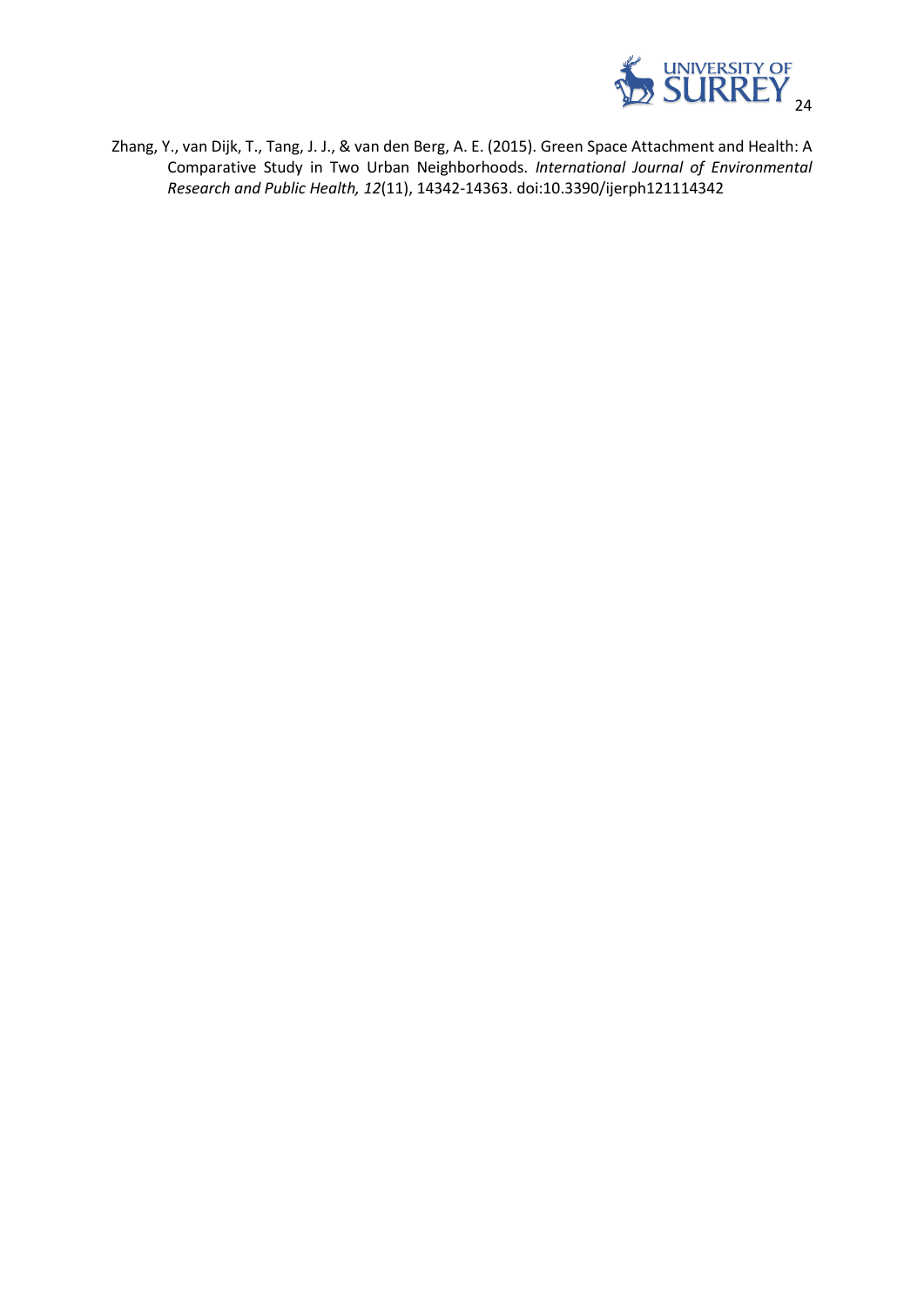Zhang, Y., van Dijk, T., Tang, J. J., & van den Berg, A. E. (2015). Green Space Attachment and Health: A Comparative Study in Two Urban Neighborhoods. *International Journal of Environmental Research and Public Health, 12*(11), 14342-14363. doi:10.3390/ijerph121114342